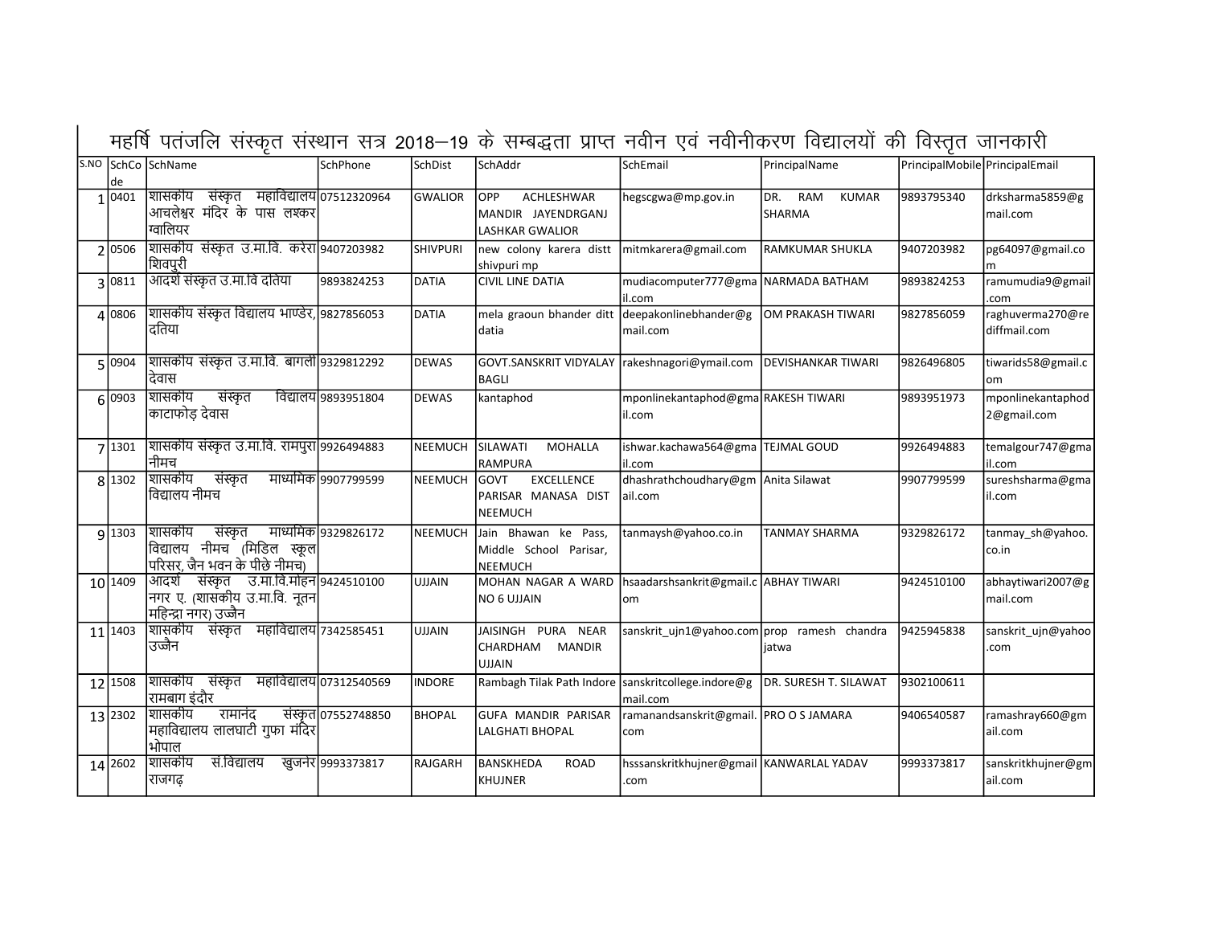# महर्षि पतंजलि संस्कृत संस्थान सत्र 2018—19 के सम्बद्धता प्राप्त नवीन एवं नवीनीकरण विद्यालयों की विस्तृत जानकारी

| S.NO | SchCode | SchName | SchPhone | SchDist | SchAddr | SchEmail | PrincipalName | PrincipalMobile | PrincipalEmail |
|---|---|---|---|---|---|---|---|---|---|
| 1 | 0401 | शासकीय संस्कृत महाविद्यालय आचलेश्वर मंदिर के पास लश्कर ग्वालियर | 07512320964 | GWALIOR | OPP ACHLESHWAR MANDIR JAYENDRGANJ LASHKAR GWALIOR | hegscgwa@mp.gov.in | DR. RAM KUMAR SHARMA | 9893795340 | drksharma5859@gmail.com |
| 2 | 0506 | शासकीय संस्कृत उ.मा.वि. करेरा शिवपुरी | 9407203982 | SHIVPURI | new colony karera distt shivpuri mp | mitmkarera@gmail.com | RAMKUMAR SHUKLA | 9407203982 | pg64097@gmail.com |
| 3 | 0811 | आदर्श संस्कृत उ.मा.वि दतिया | 9893824253 | DATIA | CIVIL LINE DATIA | mudiacomputer777@gmail.com | NARMADA BATHAM | 9893824253 | ramumudia9@gmail.com |
| 4 | 0806 | शासकीय संस्कृत विद्यालय भाण्डेर, दतिया | 9827856053 | DATIA | mela graoun bhander ditt datia | deepakonlinebhander@gmail.com | OM PRAKASH TIWARI | 9827856059 | raghuverma270@rediffmail.com |
| 5 | 0904 | शासकीय संस्कृत उ.मा.वि. बागली देवास | 9329812292 | DEWAS | GOVT.SANSKRIT VIDYALAY BAGLI | rakeshnagori@ymail.com | DEVISHANKAR TIWARI | 9826496805 | tiwarids58@gmail.com |
| 6 | 0903 | शासकीय संस्कृत विद्यालय काटाफोड़ देवास | 9893951804 | DEWAS | kantaphod | mponlinekantaphod@gmail.com | RAKESH TIWARI | 9893951973 | mponlinekantaphod2@gmail.com |
| 7 | 1301 | शासकीय संस्कृत उ.मा.वि. रामपुरा नीमच | 9926494883 | NEEMUCH | SILAWATI MOHALLA RAMPURA | ishwar.kachawa564@gmail.com | TEJMAL GOUD | 9926494883 | temalgour747@gmail.com |
| 8 | 1302 | शासकीय संस्कृत माध्यमिक विद्यालय नीमच | 9907799599 | NEEMUCH | GOVT EXCELLENCE PARISAR MANASA DIST NEEMUCH | dhashrathchoudhary@gmail.com | Anita Silawat | 9907799599 | sureshsharma@gmail.com |
| 9 | 1303 | शासकीय संस्कृत माध्यमिक विद्यालय नीमच (मिडिल स्कूल परिसर, जैन भवन के पीछे नीमच) | 9329826172 | NEEMUCH | Jain Bhawan ke Pass, Middle School Parisar, NEEMUCH | tanmaysh@yahoo.co.in | TANMAY SHARMA | 9329826172 | tanmay_sh@yahoo.co.in |
| 10 | 1409 | आदर्श संस्कृत उ.मा.वि.मोहन नगर ए. (शासकीय उ.मा.वि. नूतन महिन्द्रा नगर) उज्जैन | 9424510100 | UJJAIN | MOHAN NAGAR A WARD NO 6 UJJAIN | hsaadarshsankrit@gmail.com | ABHAY TIWARI | 9424510100 | abhaytiwari2007@gmail.com |
| 11 | 1403 | शासकीय संस्कृत महाविद्यालय उज्जैन | 7342585451 | UJJAIN | JAISINGH PURA NEAR CHARDHAM MANDIR UJJAIN | sanskrit_ujn1@yahoo.com | prop ramesh chandra jatwa | 9425945838 | sanskrit_ujn@yahoo.com |
| 12 | 1508 | शासकीय संस्कृत महाविद्यालय रामबाग इंदौर | 07312540569 | INDORE | Rambagh Tilak Path Indore | sanskritcollege.indore@gmail.com | DR. SURESH T. SILAWAT | 9302100611 | |
| 13 | 2302 | शासकीय रामानंद संस्कृत महाविद्यालय लालघाटी गुफा मंदिर भोपाल | 07552748850 | BHOPAL | GUFA MANDIR PARISAR LALGHATI BHOPAL | ramanandsanskrit@gmail.com | PRO O S JAMARA | 9406540587 | ramashray660@gmail.com |
| 14 | 2602 | शासकीय सं.विद्यालय खुजनेर राजगढ़ | 9993373817 | RAJGARH | BANSKHEDA ROAD KHUJNER | hsssanskritkhujner@gmail.com | KANWARLAL YADAV | 9993373817 | sanskritkhujner@gmail.com |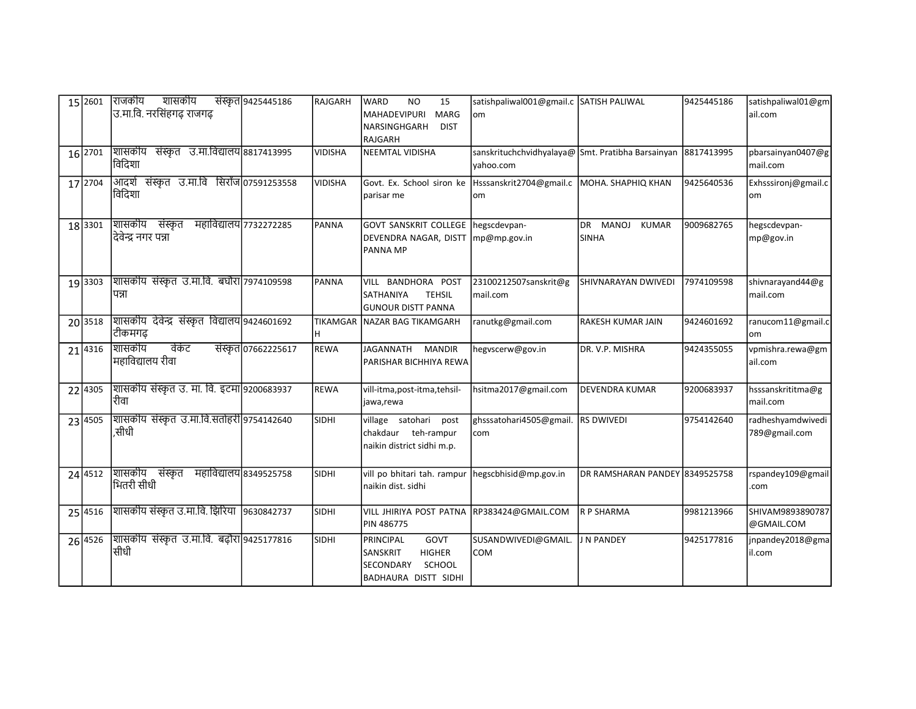| | | | | | | | | | |
|---|---|---|---|---|---|---|---|---|---|
| 15 | 2601 | राजकीय शासकीय संस्कृत उ.मा.वि. नरसिंहगढ़ राजगढ़ | 9425445186 | RAJGARH | WARD NO 15 MAHADEVIPURI MARG NARSINGHGARH DIST RAJGARH | satishpaliwal001@gmail.com | SATISH PALIWAL | 9425445186 | satishpaliwal01@gmail.com |
| 16 | 2701 | शासकीय संस्कृत उ.मा.विद्यालय विदिशा | 8817413995 | VIDISHA | NEEMTAL VIDISHA | sanskrituchchvidhyalaya@yahoo.com | Smt. Pratibha Barsainyan | 8817413995 | pbarsainyan0407@gmail.com |
| 17 | 2704 | आदर्श संस्कृत उ.मा.वि सिरोंज विदिशा | 07591253558 | VIDISHA | Govt. Ex. School siron ke parisar me | Hsssanskrit2704@gmail.com | MOHA. SHAPHIQ KHAN | 9425640536 | Exhsssironj@gmail.com |
| 18 | 3301 | शासकीय संस्कृत महाविद्यालय देवेन्द्र नगर पन्ना | 7732272285 | PANNA | GOVT SANSKRIT COLLEGE DEVENDRA NAGAR, DISTT PANNA MP | hegscdevpan-mp@mp.gov.in | DR MANOJ KUMAR SINHA | 9009682765 | hegscdevpan-mp@gov.in |
| 19 | 3303 | शासकीय संस्कृत उ.मा.वि. बधौरा पन्ना | 7974109598 | PANNA | VILL BANDHORA POST SATHANIYA TEHSIL GUNOUR DISTT PANNA | 23100212507sanskrit@gmail.com | SHIVNARAYAN DWIVEDI | 7974109598 | shivnarayand44@gmail.com |
| 20 | 3518 | शासकीय देवेन्द्र संस्कृत विद्यालय टीकमगढ़ | 9424601692 | TIKAMGARH | NAZAR BAG TIKAMGARH | ranutkg@gmail.com | RAKESH KUMAR JAIN | 9424601692 | ranucom11@gmail.com |
| 21 | 4316 | शासकीय वेंकट संस्कृत महाविद्यालय रीवा | 07662225617 | REWA | JAGANNATH MANDIR PARISHAR BICHHIYA REWA | hegvscerw@gov.in | DR. V.P. MISHRA | 9424355055 | vpmishra.rewa@gmail.com |
| 22 | 4305 | शासकीय संस्कृत उ. मा. वि. इटमा रीवा | 9200683937 | REWA | vill-itma,post-itma,tehsil-jawa,rewa | hsitma2017@gmail.com | DEVENDRA KUMAR | 9200683937 | hsssanskrititma@gmail.com |
| 23 | 4505 | शासकीय संस्कृत उ.मा.वि.सतोहरी ,सीधी | 9754142640 | SIDHI | village satohari post chakdaur teh-rampur naikin district sidhi m.p. | ghsssatohari4505@gmail.com | RS DWIVEDI | 9754142640 | radheshyamdwivedi789@gmail.com |
| 24 | 4512 | शासकीय संस्कृत महाविद्यालय भितरी सीधी | 8349525758 | SIDHI | vill po bhitari tah. rampur naikin dist. sidhi | hegscbhisid@mp.gov.in | DR RAMSHARAN PANDEY | 8349525758 | rspandey109@gmail.com |
| 25 | 4516 | शासकीय संस्कृत उ.मा.वि. झिरिया | 9630842737 | SIDHI | VILL JHIRIYA POST PATNA PIN 486775 | RP383424@GMAIL.COM | R P SHARMA | 9981213966 | SHIVAM9893890787@GMAIL.COM |
| 26 | 4526 | शासकीय संस्कृत उ.मा.वि. बढ़ोरा सीधी | 9425177816 | SIDHI | PRINCIPAL GOVT SANSKRIT HIGHER SECONDARY SCHOOL BADHAURA DISTT SIDHI | SUSANDWIVEDI@GMAIL.COM | J N PANDEY | 9425177816 | jnpandey2018@gmail.com |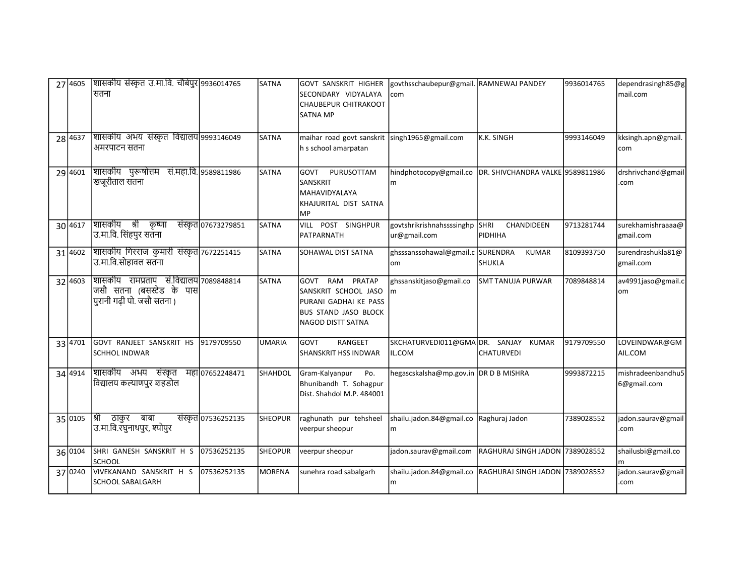| | | | | | | | | | |
|---|---|---|---|---|---|---|---|---|---|
| 27 | 4605 | शासकीय संस्कृत उ.मा.वि. चौबेपुर सतना | 9936014765 | SATNA | GOVT SANSKRIT HIGHER SECONDARY VIDYALAYA CHAUBEPUR CHITRAKOOT SATNA MP | govthsschaubepur@gmail.com | RAMNEWAJ PANDEY | 9936014765 | dependrasingh85@gmail.com |
| 28 | 4637 | शासकीय अभय संस्कृत विद्यालय अमरपाटन सतना | 9993146049 | SATNA | maihar road govt sanskrit h s school amarpatan | singh1965@gmail.com | K.K. SINGH | 9993146049 | kksingh.apn@gmail.com |
| 29 | 4601 | शासकीय पुरूषोत्तम सं.महा.वि. खजूरीताल सतना | 9589811986 | SATNA | GOVT PURUSOTTAM SANSKRIT MAHAVIDYALAYA KHAJURITAL DIST SATNA MP | hindphotocopy@gmail.com | DR. SHIVCHANDRA VALKE | 9589811986 | drshrivchand@gmail.com |
| 30 | 4617 | शासकीय श्री कृष्णा संस्कृत उ.मा.वि. सिंहपुर सतना | 07673279851 | SATNA | VILL POST SINGHPUR PATPARNATH | govtshrikrishnahssssinghpur@gmail.com | SHRI CHANDIDEEN PIDHIHA | 9713281744 | surekhamishraaaa@gmail.com |
| 31 | 4602 | शासकीय गिरराज कुमारी संस्कृत उ.मा.वि.सोहावल सतना | 7672251415 | SATNA | SOHAWAL DIST SATNA | ghsssanssohawal@gmail.com | SURENDRA KUMAR SHUKLA | 8109393750 | surendrashukla81@gmail.com |
| 32 | 4603 | शासकीय रामप्रताप सं.विद्यालय जसौ सतना (बसस्टेड के पास पुरानी गढ़ी पो. जसौ सतना ) | 7089848814 | SATNA | GOVT RAM PRATAP SANSKRIT SCHOOL JASO PURANI GADHAI KE PASS BUS STAND JASO BLOCK NAGOD DISTT SATNA | ghssanskitjaso@gmail.com | SMT TANUJA PURWAR | 7089848814 | av4991jaso@gmail.com |
| 33 | 4701 | GOVT RANJEET SANSKRIT HS SCHHOL INDWAR | 9179709550 | UMARIA | GOVT RANGEET SHANSKRIT HSS INDWAR | SKCHATURVEDI011@GMAIL.COM | DR. SANJAY KUMAR CHATURVEDI | 9179709550 | LOVEINDWAR@GMAIL.COM |
| 34 | 4914 | शासकीय अभय संस्कृत महा विद्यालय कल्याणपुर शहडोल | 07652248471 | SHAHDOL | Gram-Kalyanpur Po. Bhunibandh T. Sohagpur Dist. Shahdol M.P. 484001 | hegascskalsha@mp.gov.in | DR D B MISHRA | 9993872215 | mishradeenbandhu56@gmail.com |
| 35 | 0105 | श्री ठाकुर बाबा संस्कृत उ.मा.वि.रघुनाथपुर, श्योपुर | 07536252135 | SHEOPUR | raghunath pur tehsheel veerpur sheopur | shailu.jadon.84@gmail.com | Raghuraj Jadon | 7389028552 | jadon.saurav@gmail.com |
| 36 | 0104 | SHRI GANESH SANSKRIT H S SCHOOL | 07536252135 | SHEOPUR | veerpur sheopur | jadon.saurav@gmail.com | RAGHURAJ SINGH JADON | 7389028552 | shailusbi@gmail.com |
| 37 | 0240 | VIVEKANAND SANSKRIT H S SCHOOL SABALGARH | 07536252135 | MORENA | sunehra road sabalgarh | shailu.jadon.84@gmail.com | RAGHURAJ SINGH JADON | 7389028552 | jadon.saurav@gmail.com |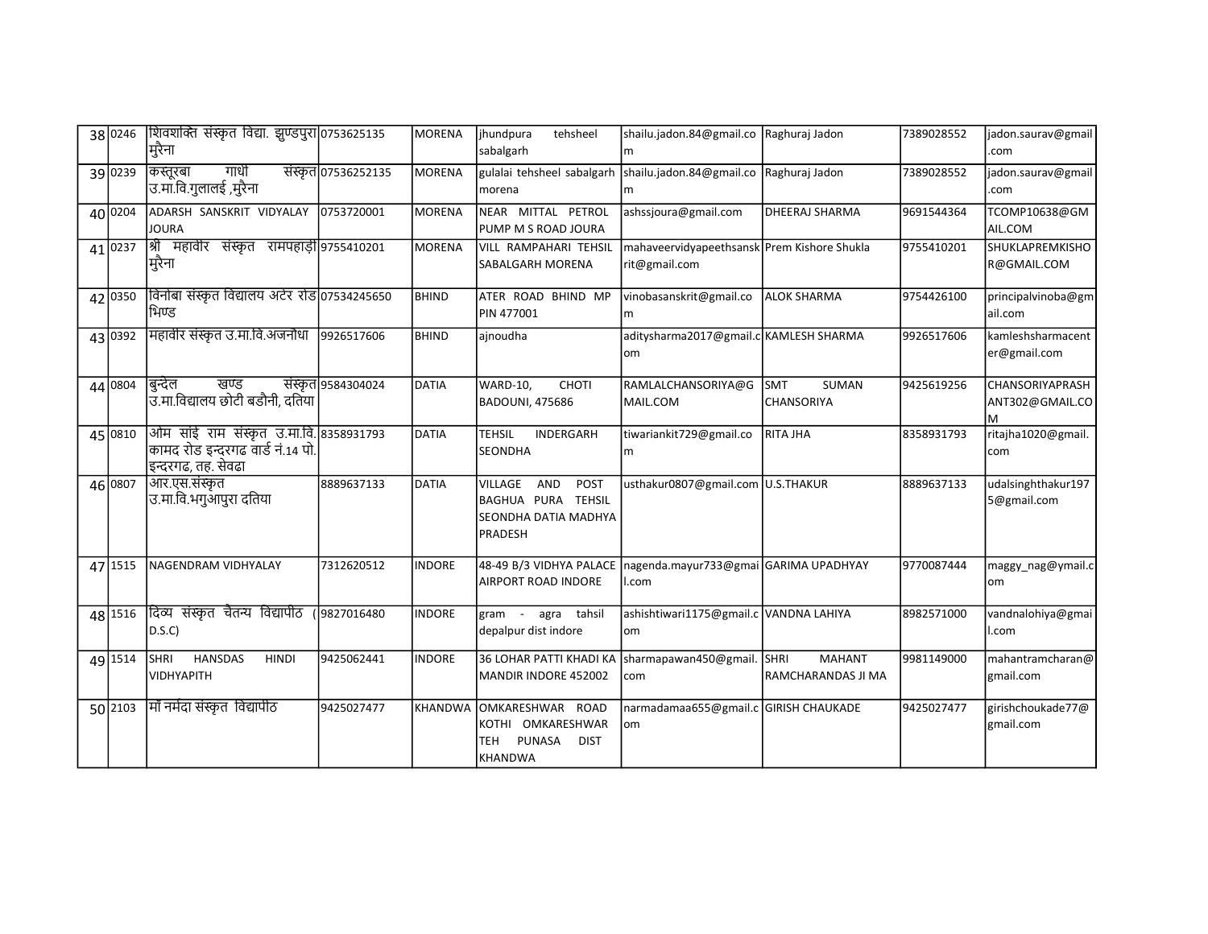| 38 | 0246 | शिवशक्ति संस्कृत विद्या. झुण्डपुरा मुरैना | 0753625135 | MORENA | jhundpura tehsheel sabalgarh | shailu.jadon.84@gmail.com | Raghuraj Jadon | 7389028552 | jadon.saurav@gmail.com |
|---|---|---|---|---|---|---|---|---|---|
| 39 | 0239 | कस्तूरबा गांधी संस्कृत उ.मा.वि.गुलालई ,मुरैना | 07536252135 | MORENA | gulalai tehsheel sabalgarh morena | shailu.jadon.84@gmail.com | Raghuraj Jadon | 7389028552 | jadon.saurav@gmail.com |
| 40 | 0204 | ADARSH SANSKRIT VIDYALAY JOURA | 0753720001 | MORENA | NEAR MITTAL PETROL PUMP M S ROAD JOURA | ashssjoura@gmail.com | DHEERAJ SHARMA | 9691544364 | TCOMP10638@GMAIL.COM |
| 41 | 0237 | श्री महावीर संस्कृत रामपहाड़ी मुरैना | 9755410201 | MORENA | VILL RAMPAHARI TEHSIL SABALGARH MORENA | mahaveervidyapeethsanskrit@gmail.com | Prem Kishore Shukla | 9755410201 | SHUKLAPREMKISHOR@GMAIL.COM |
| 42 | 0350 | विनोबा संस्कृत विद्यालय अटेर रोड भिण्ड | 07534245650 | BHIND | ATER ROAD BHIND MP PIN 477001 | vinobasanskrit@gmail.com | ALOK SHARMA | 9754426100 | principalvinoba@gmail.com |
| 43 | 0392 | महावीर संस्कृत उ.मा.वि.अजनौधा | 9926517606 | BHIND | ajnoudha | adityssharma2017@gmail.com | KAMLESH SHARMA | 9926517606 | kamleshsharmacenter@gmail.com |
| 44 | 0804 | बुन्देल खण्ड संस्कृत उ.मा.विद्यालय छोटी बडौनी, दतिया | 9584304024 | DATIA | WARD-10, CHOTI BADOUNI, 475686 | RAMLALCHANSORIYA@GMAIL.COM | SMT SUMAN CHANSORIYA | 9425619256 | CHANSORIYAPRASHANT302@GMAIL.COM |
| 45 | 0810 | ओम सांई राम संस्कृत उ.मा.वि. कामद रोड इन्दरगढ वार्ड नं.14 पो. इन्दरगढ, तह. सेवढा | 8358931793 | DATIA | TEHSIL INDERGARH SEONDHA | tiwariankit729@gmail.com | RITA JHA | 8358931793 | ritajha1020@gmail.com |
| 46 | 0807 | आर.एस.संस्कृत उ.मा.वि.भगुआपुरा दतिया | 8889637133 | DATIA | VILLAGE AND POST BAGHUA PURA TEHSIL SEONDHA DATIA MADHYA PRADESH | usthakur0807@gmail.com | U.S.THAKUR | 8889637133 | udalsinghthakur1975@gmail.com |
| 47 | 1515 | NAGENDRAM VIDHYALAY | 7312620512 | INDORE | 48-49 B/3 VIDHYA PALACE AIRPORT ROAD INDORE | nagenda.mayur733@gmail.com | GARIMA UPADHYAY | 9770087444 | maggy_nag@ymail.com |
| 48 | 1516 | दिव्य संस्कृत चैतन्य विद्यापीठ (D.S.C) | 9827016480 | INDORE | gram - agra tahsil depalpur dist indore | ashishtiwari1175@gmail.com | VANDNA LAHIYA | 8982571000 | vandnalohiya@gmail.com |
| 49 | 1514 | SHRI HANSDAS HINDI VIDHYAPITH | 9425062441 | INDORE | 36 LOHAR PATTI KHADI KA MANDIR INDORE 452002 | sharmapawan450@gmail.com | SHRI MAHANT RAMCHARANDAS JI MA | 9981149000 | mahantramcharan@gmail.com |
| 50 | 2103 | माँ नर्मदा संस्कृत विद्यापीठ | 9425027477 | KHANDWA | OMKARESHWAR ROAD KOTHI OMKARESHWAR TEH PUNASA DIST KHANDWA | narmadamaa655@gmail.com | GIRISH CHAUKADE | 9425027477 | girishchoukade77@gmail.com |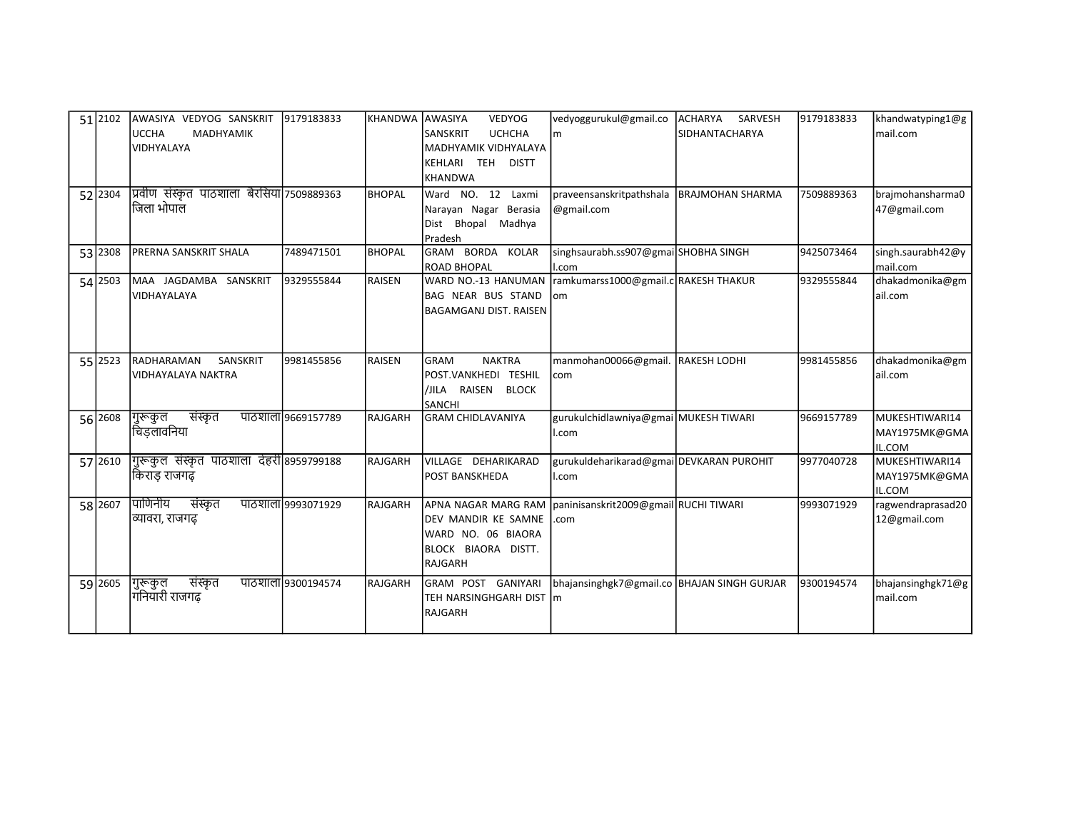| | | | | | | | | | |
|---|---|---|---|---|---|---|---|---|---|
| 51 | 2102 | AWASIYA VEDYOG SANSKRIT UCCHA MADHYAMIK VIDHYALAYA | 9179183833 | KHANDWA | AWASIYA VEDYOG SANSKRIT UCHCHA MADHYAMIK VIDHYALAYA KEHLARI TEH DISTT KHANDWA | vedyoggurukul@gmail.com | ACHARYA SARVESH SIDHANTACHARYA | 9179183833 | khandwatyping1@gmail.com |
| 52 | 2304 | प्रवीण संस्कृत पाठशाला बैरसिया जिला भोपाल | 7509889363 | BHOPAL | Ward NO. 12 Laxmi Narayan Nagar Berasia Dist Bhopal Madhya Pradesh | praveensanskritpathshala@gmail.com | BRAJMOHAN SHARMA | 7509889363 | brajmohansharma047@gmail.com |
| 53 | 2308 | PRERNA SANSKRIT SHALA | 7489471501 | BHOPAL | GRAM BORDA KOLAR ROAD BHOPAL | singhsaurabh.ss907@gmail.com | SHOBHA SINGH | 9425073464 | singh.saurabh42@ymail.com |
| 54 | 2503 | MAA JAGDAMBA SANSKRIT VIDHAYALAYA | 9329555844 | RAISEN | WARD NO.-13 HANUMAN BAG NEAR BUS STAND BAGAMGANJ DIST. RAISEN | ramkumarss1000@gmail.com | RAKESH THAKUR | 9329555844 | dhakadmonika@gmail.com |
| 55 | 2523 | RADHARAMAN SANSKRIT VIDHAYALAYA NAKTRA | 9981455856 | RAISEN | GRAM NAKTRA POST.VANKHEDI TESHIL /JILA RAISEN BLOCK SANCHI | manmohan00066@gmail.com | RAKESH LODHI | 9981455856 | dhakadmonika@gmail.com |
| 56 | 2608 | गुरूकुल संस्कृत पाठशाला चिड़लावनिया | 9669157789 | RAJGARH | GRAM CHIDLAVANIYA | gurukulchidlawniya@gmail.com | MUKESH TIWARI | 9669157789 | MUKESHTIWARI14MAY1975MK@GMAIL.COM |
| 57 | 2610 | गुरूकुल संस्कृत पाठशाला देहरी किराड़ राजगढ़ | 8959799188 | RAJGARH | VILLAGE DEHARIKARAD POST BANSKHEDA | gurukuldeharikarad@gmail.com | DEVKARAN PUROHIT | 9977040728 | MUKESHTIWARI14MAY1975MK@GMAIL.COM |
| 58 | 2607 | पाणिनीय संस्कृत पाठशाला ब्यावरा, राजगढ़ | 9993071929 | RAJGARH | APNA NAGAR MARG RAM DEV MANDIR KE SAMNE WARD NO. 06 BIAORA BLOCK BIAORA DISTT. RAJGARH | paninisanskrit2009@gmail.com | RUCHI TIWARI | 9993071929 | ragwendraprasad2012@gmail.com |
| 59 | 2605 | गुरूकुल संस्कृत पाठशाला गनियारी राजगढ़ | 9300194574 | RAJGARH | GRAM POST GANIYARI TEH NARSINGHGARH DIST RAJGARH | bhajansinghgk7@gmail.com | BHAJAN SINGH GURJAR | 9300194574 | bhajansinghgk71@gmail.com |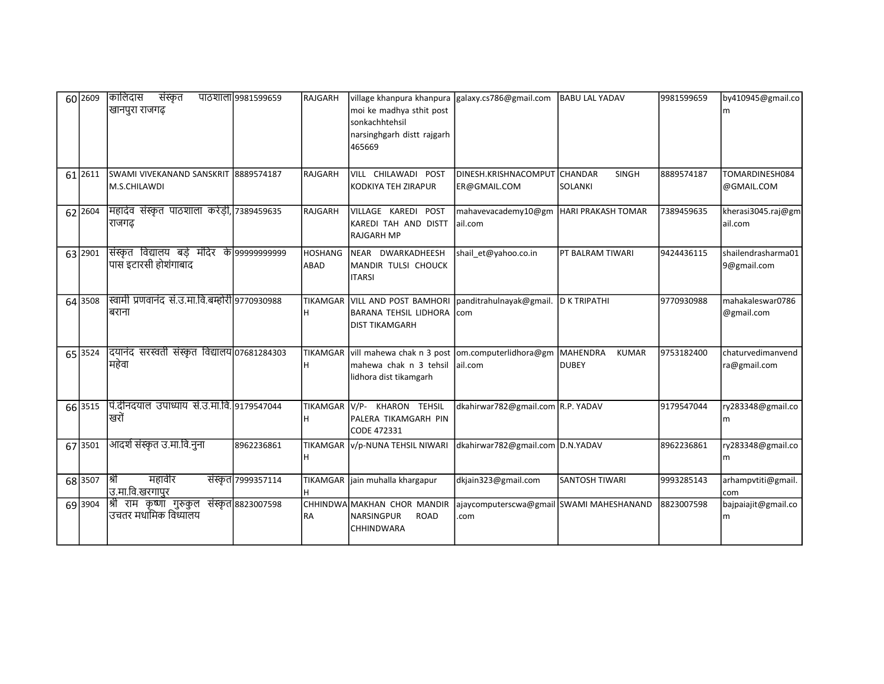| | | | | | | | | | |
|---|---|---|---|---|---|---|---|---|---|
| 60 | 2609 | कालिदास संस्कृत पाठशाला खानपुरा राजगढ़ | 9981599659 | RAJGARH | village khanpura khanpura moi ke madhya sthit post sonkachhtehsil narsinghgarh distt rajgarh 465669 | galaxy.cs786@gmail.com | BABU LAL YADAV | 9981599659 | by410945@gmail.com |
| 61 | 2611 | SWAMI VIVEKANAND SANSKRIT M.S.CHILAWDI | 8889574187 | RAJGARH | VILL CHILAWADI POST KODKIYA TEH ZIRAPUR | DINESH.KRISHNACOMPUTER@GMAIL.COM | CHANDAR SINGH SOLANKI | 8889574187 | TOMARDINESH084@GMAIL.COM |
| 62 | 2604 | महादेव संस्कृत पाठशाला करेड़ी, राजगढ़ | 7389459635 | RAJGARH | VILLAGE KAREDI POST KAREDI TAH AND DISTT RAJGARH MP | mahavevacademy10@gmail.com | HARI PRAKASH TOMAR | 7389459635 | kherasi3045.raj@gmail.com |
| 63 | 2901 | संस्कृत विद्यालय बड़े मंदिर के पास इटारसी होशंगाबाद | 99999999999 | HOSHANGABAD | NEAR DWARKADHEESH MANDIR TULSI CHOUCK ITARSI | shail_et@yahoo.co.in | PT BALRAM TIWARI | 9424436115 | shailendrasharma019@gmail.com |
| 64 | 3508 | स्वामी प्रणवानंद सं.उ.मा.वि.बम्होरी बराना | 9770930988 | TIKAMGARH | VILL AND POST BAMHORI BARANA TEHSIL LIDHORA DIST TIKAMGARH | panditrahulnayak@gmail.com | D K TRIPATHI | 9770930988 | mahakaleswar0786@gmail.com |
| 65 | 3524 | दयानंद सरस्वती संस्कृत विद्यालय महेवा | 07681284303 | TIKAMGARH | vill mahewa chak n 3 post mahewa chak n 3 tehsil lidhora dist tikamgarh | om.computerlidhora@gmail.com | MAHENDRA KUMAR DUBEY | 9753182400 | chaturvedimanvendra@gmail.com |
| 66 | 3515 | पं.दीनदयाल उपाध्याय सं.उ.मा.वि. खरों | 9179547044 | TIKAMGARH | V/P- KHARON TEHSIL PALERA TIKAMGARH PIN CODE 472331 | dkahirwar782@gmail.com | R.P. YADAV | 9179547044 | ry283348@gmail.com |
| 67 | 3501 | आदर्श संस्कृत उ.मा.वि.नुना | 8962236861 | TIKAMGARH | v/p-NUNA TEHSIL NIWARI | dkahirwar782@gmail.com | D.N.YADAV | 8962236861 | ry283348@gmail.com |
| 68 | 3507 | श्री महावीर संस्कृत उ.मा.वि.खरगापुर | 7999357114 | TIKAMGARH | jain muhalla khargapur | dkjain323@gmail.com | SANTOSH TIWARI | 9993285143 | arhampvtiti@gmail.com |
| 69 | 3904 | श्री राम कृष्णा गुरुकुल संस्कृत उचतर मधामिक विध्यालय | 8823007598 | CHHINDWARA | MAKHAN CHOR MANDIR NARSINGPUR ROAD CHHINDWARA | ajaycomputerscwa@gmail.com | SWAMI MAHESHANAND | 8823007598 | bajpaiajit@gmail.com |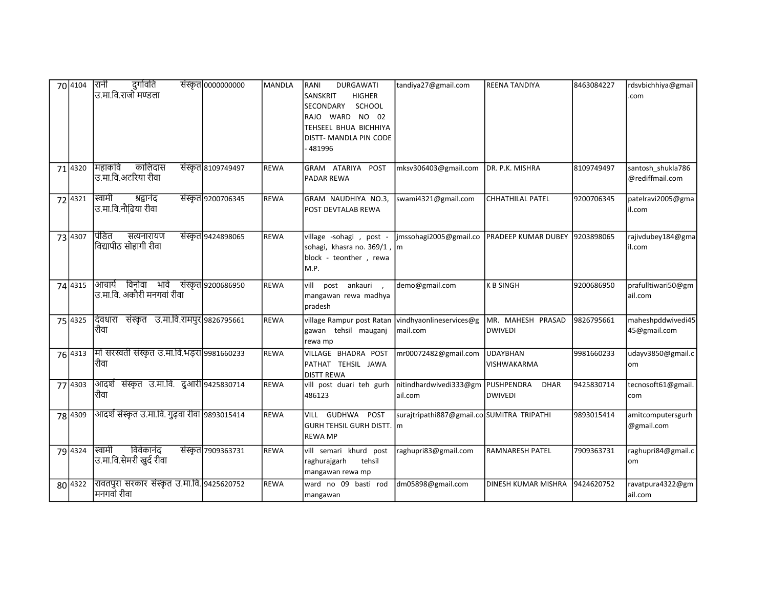| 70 | 4104 | रानी दुर्गावति संस्कृत उ.मा.वि.राजो मण्डला | 0000000000 | MANDLA | RANI DURGAWATI SANSKRIT HIGHER SECONDARY SCHOOL RAJO WARD NO 02 TEHSEEL BHUA BICHHIYA DISTT- MANDLA PIN CODE - 481996 | tandiya27@gmail.com | REENA TANDIYA | 8463084227 | rdsvbichhiya@gmail.com |
|---|---|---|---|---|---|---|---|---|---|
| 71 | 4320 | महाकवि कालिदास संस्कृत उ.मा.वि.अटरिया रीवा | 8109749497 | REWA | GRAM ATARIYA POST PADAR REWA | mksv306403@gmail.com | DR. P.K. MISHRA | 8109749497 | santosh_shukla786@rediffmail.com |
| 72 | 4321 | स्वामी श्रद्धानंद संस्कृत उ.मा.वि.नौढ़िया रीवा | 9200706345 | REWA | GRAM NAUDHIYA NO.3, POST DEVTALAB REWA | swami4321@gmail.com | CHHATHILAL PATEL | 9200706345 | patelravi2005@gmail.com |
| 73 | 4307 | पंडित सत्यनारायण संस्कृत विद्यापीठ सोहागी रीवा | 9424898065 | REWA | village -sohagi , post - sohagi, khasra no. 369/1 , block - teonther , rewa M.P. | jmssohagi2005@gmail.com | PRADEEP KUMAR DUBEY | 9203898065 | rajivdubey184@gmail.com |
| 74 | 4315 | आचार्य विनोवा भावे संस्कृत उ.मा.वि. अकौरी मनगवां रीवा | 9200686950 | REWA | vill post ankauri , mangawan rewa madhya pradesh | demo@gmail.com | K B SINGH | 9200686950 | prafulltiwari50@gmail.com |
| 75 | 4325 | देवधारा संस्कृत उ.मा.वि.रामपुर रीवा | 9826795661 | REWA | village Rampur post Ratan gawan tehsil mauganj rewa mp | vindhyaonlineservices@gmail.com | MR. MAHESH PRASAD DWIVEDI | 9826795661 | maheshpddwivedi4545@gmail.com |
| 76 | 4313 | माँ सरस्वती संस्कृत उ.मा.वि.भड़रा रीवा | 9981660233 | REWA | VILLAGE BHADRA POST PATHAT TEHSIL JAWA DISTT REWA | mr00072482@gmail.com | UDAYBHAN VISHWAKARMA | 9981660233 | udayv3850@gmail.com |
| 77 | 4303 | आदर्श संस्कृत उ.मा.वि. दुआरी रीवा | 9425830714 | REWA | vill post duari teh gurh 486123 | nitindhardwivedi333@gmail.com | PUSHPENDRA DHAR DWIVEDI | 9425830714 | tecnosoft61@gmail.com |
| 78 | 4309 | आदर्श संस्कृत उ.मा.वि. गुढ़वा रीवा | 9893015414 | REWA | VILL GUDHWA POST GURH TEHSIL GURH DISTT. REWA MP | surajtripathi887@gmail.com | SUMITRA TRIPATHI | 9893015414 | amitcomputersgurh@gmail.com |
| 79 | 4324 | स्वामी विवेकानंद संस्कृत उ.मा.वि.सेमरी खुर्द रीवा | 7909363731 | REWA | vill semari khurd post raghurajgarh tehsil mangawan rewa mp | raghupri83@gmail.com | RAMNARESH PATEL | 7909363731 | raghupri84@gmail.com |
| 80 | 4322 | रावतपुरा सरकार संस्कृत उ.मा.वि. मनगवां रीवा | 9425620752 | REWA | ward no 09 basti rod mangawan | dm05898@gmail.com | DINESH KUMAR MISHRA | 9424620752 | ravatpura4322@gmail.com |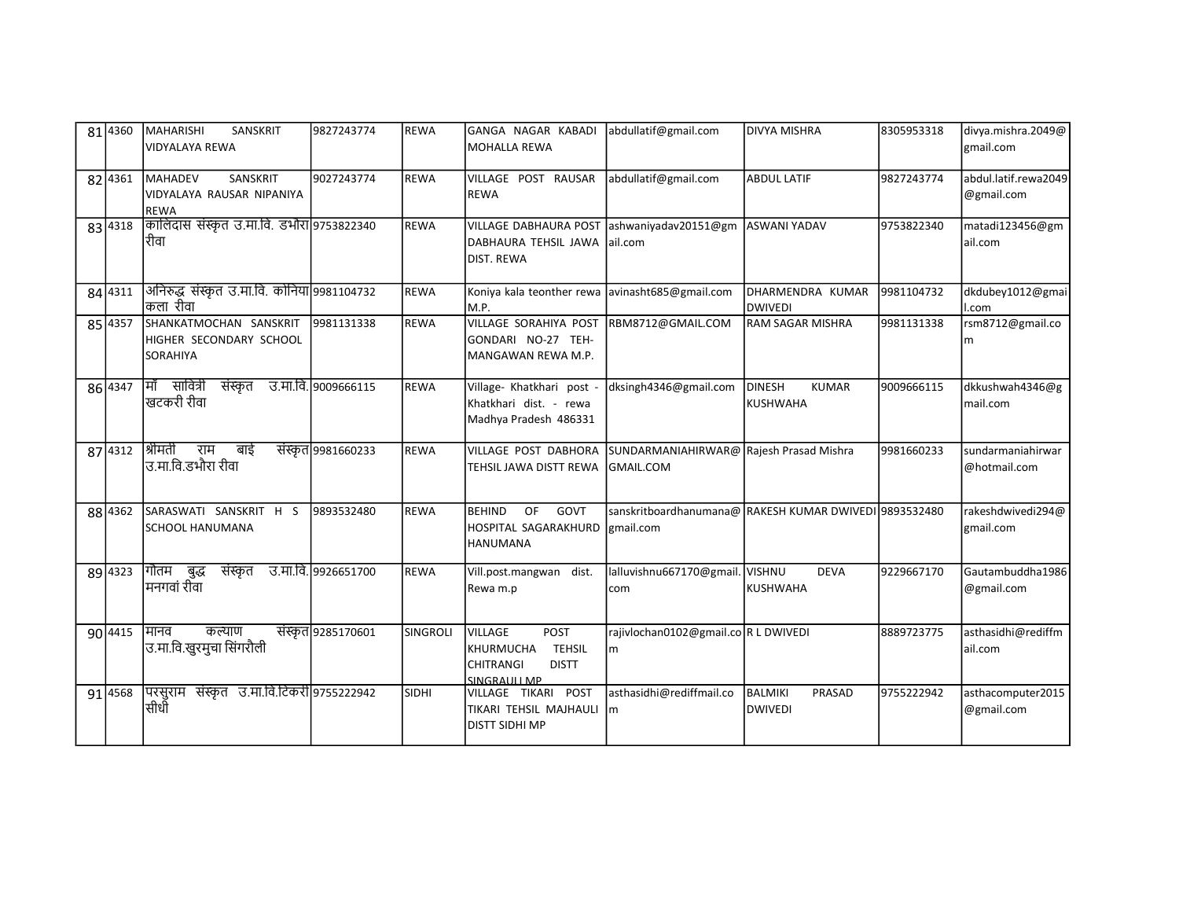| 81 | 4360 | MAHARISHI SANSKRIT VIDYALAYA REWA | 9827243774 | REWA | GANGA NAGAR KABADI MOHALLA REWA | abdullatif@gmail.com | DIVYA MISHRA | 8305953318 | divya.mishra.2049@gmail.com |
|---|---|---|---|---|---|---|---|---|---|
| 82 | 4361 | MAHADEV SANSKRIT VIDYALAYA RAUSAR NIPANIYA REWA | 9027243774 | REWA | VILLAGE POST RAUSAR REWA | abdullatif@gmail.com | ABDUL LATIF | 9827243774 | abdul.latif.rewa2049@gmail.com |
| 83 | 4318 | कालिदास संस्कृत उ.मा.वि. डभौरा रीवा | 9753822340 | REWA | VILLAGE DABHAURA POST DABHAURA TEHSIL JAWA DIST. REWA | ashwaniyadav20151@gmail.com | ASWANI YADAV | 9753822340 | matadi123456@gmail.com |
| 84 | 4311 | अनिरुद्ध संस्कृत उ.मा.वि. कोनिया कला रीवा | 9981104732 | REWA | Koniya kala teonther rewa M.P. | avinasht685@gmail.com | DHARMENDRA KUMAR DWIVEDI | 9981104732 | dkdubey1012@gmail.com |
| 85 | 4357 | SHANKATMOCHAN SANSKRIT HIGHER SECONDARY SCHOOL SORAHIYA | 9981131338 | REWA | VILLAGE SORAHIYA POST GONDARI NO-27 TEH-MANGAWAN REWA M.P. | RBM8712@GMAIL.COM | RAM SAGAR MISHRA | 9981131338 | rsm8712@gmail.com |
| 86 | 4347 | माँ सावित्री संस्कृत उ.मा.वि. खटकरी रीवा | 9009666115 | REWA | Village- Khatkhari post - Khatkhari dist. - rewa Madhya Pradesh 486331 | dksingh4346@gmail.com | DINESH KUMAR KUSHWAHA | 9009666115 | dkkushwah4346@gmail.com |
| 87 | 4312 | श्रीमती राम बाई संस्कृत उ.मा.वि.डभौरा रीवा | 9981660233 | REWA | VILLAGE POST DABHORA TEHSIL JAWA DISTT REWA | SUNDARMANIAHIRWAR@GMAIL.COM | Rajesh Prasad Mishra | 9981660233 | sundarmaniahirwar@hotmail.com |
| 88 | 4362 | SARASWATI SANSKRIT H S SCHOOL HANUMANA | 9893532480 | REWA | BEHIND OF GOVT HOSPITAL SAGARAKHURD HANUMANA | sanskritboardhanumana@gmail.com | RAKESH KUMAR DWIVEDI | 9893532480 | rakeshdwivedi294@gmail.com |
| 89 | 4323 | गौतम बुद्ध संस्कृत उ.मा.वि. मनगवां रीवा | 9926651700 | REWA | Vill.post.mangwan dist. Rewa m.p | lalluvishnu667170@gmail.com | VISHNU DEVA KUSHWAHA | 9229667170 | Gautambuddha1986@gmail.com |
| 90 | 4415 | मानव कल्याण संस्कृत उ.मा.वि.खुरमुचा सिंगरौली | 9285170601 | SINGROLI | VILLAGE POST KHURMUCHA TEHSIL CHITRANGI DISTT SINGRAULI MP | rajivlochan0102@gmail.com | R L DWIVEDI | 8889723775 | asthasidhi@rediffmail.com |
| 91 | 4568 | परसुराम संस्कृत उ.मा.वि.टिकरी सीधी | 9755222942 | SIDHI | VILLAGE TIKARI POST TIKARI TEHSIL MAJHAULI DISTT SIDHI MP | asthasidhi@rediffmail.com | BALMIKI PRASAD DWIVEDI | 9755222942 | asthacomputer2015@gmail.com |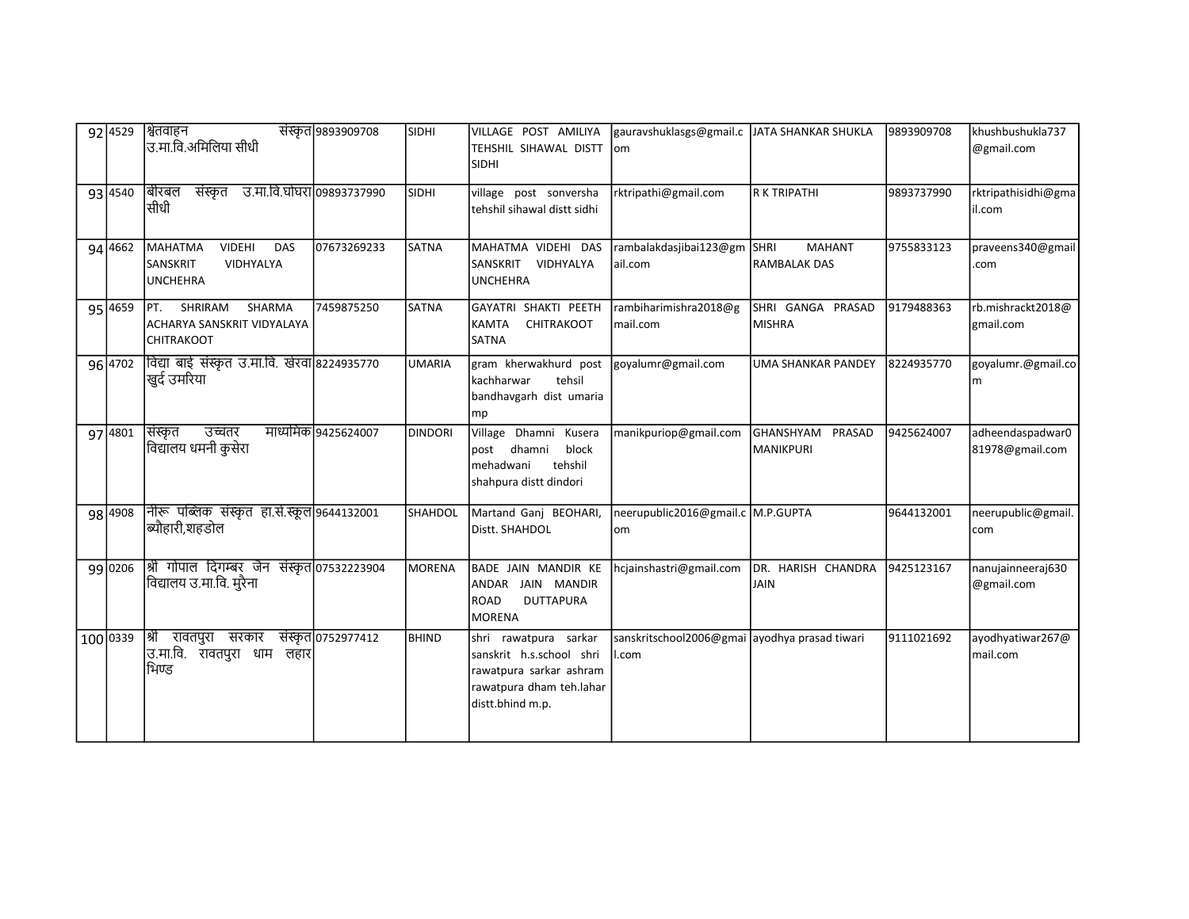| | | | | | | | | | |
|---|---|---|---|---|---|---|---|---|---|
| 92 | 4529 | श्वेतवाहन संस्कृत उ.मा.वि.अमिलिया सीधी | 9893909708 | SIDHI | VILLAGE POST AMILIYA TEHSHIL SIHAWAL DISTT SIDHI | gauravshuklasgs@gmail.com | JATA SHANKAR SHUKLA | 9893909708 | khushbushukla737@gmail.com |
| 93 | 4540 | बीरबल संस्कृत उ.मा.वि.घोघरा सीधी | 09893737990 | SIDHI | village post sonversha tehshil sihawal distt sidhi | rktripathi@gmail.com | R K TRIPATHI | 9893737990 | rktripathisidhi@gmail.com |
| 94 | 4662 | MAHATMA VIDEHI DAS SANSKRIT VIDHYALYA UNCHEHRA | 07673269233 | SATNA | MAHATMA VIDEHI DAS SANSKRIT VIDHYALYA UNCHEHRA | rambalakdasjibai123@gmail.com | SHRI MAHANT RAMBALAK DAS | 9755833123 | praveens340@gmail.com |
| 95 | 4659 | PT. SHRIRAM SHARMA ACHARYA SANSKRIT VIDYALAYA CHITRAKOOT | 7459875250 | SATNA | GAYATRI SHAKTI PEETH KAMTA CHITRAKOOT SATNA | rambiharimishra2018@gmail.com | SHRI GANGA PRASAD MISHRA | 9179488363 | rb.mishrackt2018@gmail.com |
| 96 | 4702 | विद्या बाई संस्कृत उ.मा.वि. खेरवा खुर्द उमरिया | 8224935770 | UMARIA | gram kherwakhurd post kachharwar tehsil bandhavgarh dist umaria mp | goyalumr@gmail.com | UMA SHANKAR PANDEY | 8224935770 | goyalumr.@gmail.com |
| 97 | 4801 | संस्कृत उच्चतर माध्यमिक विद्यालय धमनी कुसेरा | 9425624007 | DINDORI | Village Dhamni Kusera post dhamni block mehadwani tehshil shahpura distt dindori | manikpuriop@gmail.com | GHANSHYAM PRASAD MANIKPURI | 9425624007 | adheendaspadwar081978@gmail.com |
| 98 | 4908 | नीरू पब्लिक संस्कृत हा.से.स्कूल ब्यौहारी,शहडोल | 9644132001 | SHAHDOL | Martand Ganj BEOHARI, Distt. SHAHDOL | neerupublic2016@gmail.com | M.P.GUPTA | 9644132001 | neerupublic@gmail.com |
| 99 | 0206 | श्री गोपाल दिगम्बर जैन संस्कृत विद्यालय उ.मा.वि. मुरैना | 07532223904 | MORENA | BADE JAIN MANDIR KE ANDAR JAIN MANDIR ROAD DUTTAPURA MORENA | hcjainshastri@gmail.com | DR. HARISH CHANDRA JAIN | 9425123167 | nanujainneeraj630@gmail.com |
| 100 | 0339 | श्री रावतपुरा सरकार संस्कृत उ.मा.वि. रावतपुरा धाम लहार भिण्ड | 0752977412 | BHIND | shri rawatpura sarkar sanskrit h.s.school shri rawatpura sarkar ashram rawatpura dham teh.lahar distt.bhind m.p. | sanskritschool2006@gmail.com | ayodhya prasad tiwari | 9111021692 | ayodhyatiwar267@mail.com |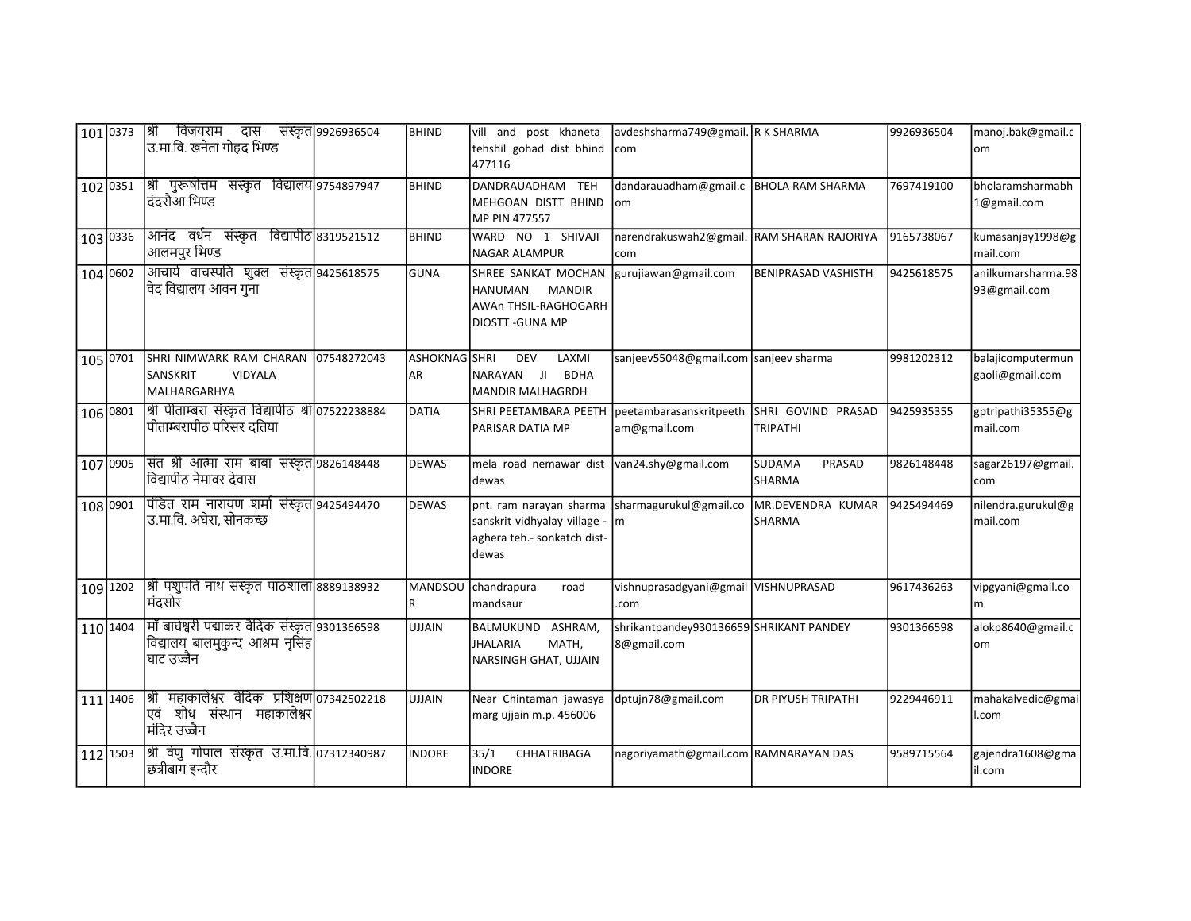| 101 | 0373 | श्री विजयराम दास संस्कृत उ.मा.वि. खनेता गोहद भिण्ड | 9926936504 | BHIND | vill and post khaneta tehshil gohad dist bhind 477116 | avdeshsharma749@gmail.com | R K SHARMA | 9926936504 | manoj.bak@gmail.com |
|---|---|---|---|---|---|---|---|---|---|
| 102 | 0351 | श्री पुरूषोत्तम संस्कृत विद्यालय दंदरौआ भिण्ड | 9754897947 | BHIND | DANDRAUADHAM TEH MEHGOAN DISTT BHIND MP PIN 477557 | dandarauadham@gmail.com | BHOLA RAM SHARMA | 7697419100 | bholaramsharmabh1@gmail.com |
| 103 | 0336 | आनंद वर्धन संस्कृत विद्यापीठ आलमपुर भिण्ड | 8319521512 | BHIND | WARD NO 1 SHIVAJI NAGAR ALAMPUR | narendrakuswah2@gmail.com | RAM SHARAN RAJORIYA | 9165738067 | kumasanjay1998@gmail.com |
| 104 | 0602 | आचार्य वाचस्पति शुक्ल संस्कृत वेद विद्यालय आवन गुना | 9425618575 | GUNA | SHREE SANKAT MOCHAN HANUMAN MANDIR AWAn THSIL-RAGHOGARH DIOSTT.-GUNA MP | gurujiawan@gmail.com | BENIPRASAD VASHISTH | 9425618575 | anilkumarsharma.9893@gmail.com |
| 105 | 0701 | SHRI NIMWARK RAM CHARAN SANSKRIT VIDYALA MALHARGARHYA | 07548272043 | ASHOKNAGAR | SHRI DEV LAXMI NARAYAN JI BDHA MANDIR MALHAGRDH | sanjeev55048@gmail.com | sanjeev sharma | 9981202312 | balajicomputermungaoli@gmail.com |
| 106 | 0801 | श्री पीताम्बरा संस्कृत विद्यापीठ श्री पीताम्बरापीठ परिसर दतिया | 07522238884 | DATIA | SHRI PEETAMBARA PEETH PARISAR DATIA MP | peetambarasanskritpeetham@gmail.com | SHRI GOVIND PRASAD TRIPATHI | 9425935355 | gptripathi35355@gmail.com |
| 107 | 0905 | संत श्री आत्मा राम बाबा संस्कृत विद्यापीठ नेमावर देवास | 9826148448 | DEWAS | mela road nemawar dist dewas | van24.shy@gmail.com | SUDAMA PRASAD SHARMA | 9826148448 | sagar26197@gmail.com |
| 108 | 0901 | पंडित राम नारायण शर्मा संस्कृत उ.मा.वि. अघेरा, सोनकच्छ | 9425494470 | DEWAS | pnt. ram narayan sharma sanskrit vidhyalay village - aghera teh.- sonkatch dist- dewas | sharmagurukul@gmail.com | MR.DEVENDRA KUMAR SHARMA | 9425494469 | nilendra.gurukul@gmail.com |
| 109 | 1202 | श्री पशुपति नाथ संस्कृत पाठशाला मंदसौर | 8889138932 | MANDSOUR | chandrapura road mandsaur | vishnuprasadgyani@gmail.com | VISHNUPRASAD | 9617436263 | vipgyani@gmail.com |
| 110 | 1404 | माँ बाघेश्वरी पद्माकर वैदिक संस्कृत विद्यालय बालमुकुन्द आश्रम नृसिंह घाट उज्जैन | 9301366598 | UJJAIN | BALMUKUND ASHRAM, JHALARIA MATH, NARSINGH GHAT, UJJAIN | shrikantpandey9301366598@gmail.com | SHRIKANT PANDEY | 9301366598 | alokp8640@gmail.com |
| 111 | 1406 | श्री महाकालेश्वर वैदिक प्रशिक्षण एवं शोध संस्थान महाकालेश्वर मंदिर उज्जैन | 07342502218 | UJJAIN | Near Chintaman jawasya marg ujjain m.p. 456006 | dptujn78@gmail.com | DR PIYUSH TRIPATHI | 9229446911 | mahakalvedic@gmail.com |
| 112 | 1503 | श्री वेणु गोपाल संस्कृत उ.मा.वि. छत्रीबाग इन्दौर | 07312340987 | INDORE | 35/1 CHHATRIBAGA INDORE | nagoriyamath@gmail.com | RAMNARAYAN DAS | 9589715564 | gajendra1608@gmail.com |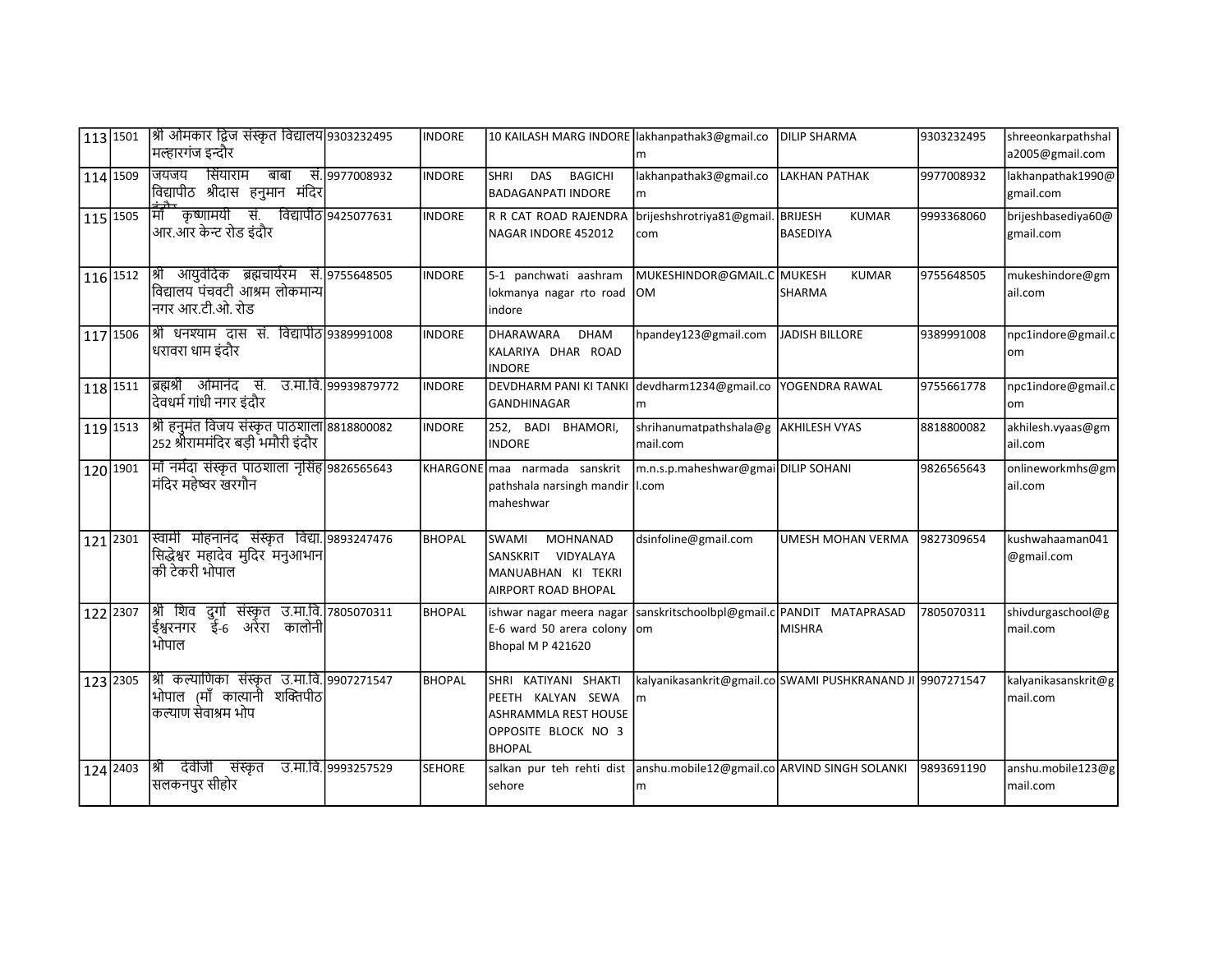| 113 | 1501 | श्री ओमकार द्विज संस्कृत विद्यालय मल्हारगंज इन्दौर | 9303232495 | INDORE | 10 KAILASH MARG INDORE | lakhanpathak3@gmail.com | DILIP SHARMA | 9303232495 | shreeonkarpathshala2005@gmail.com |
|---|---|---|---|---|---|---|---|---|---|
| 114 | 1509 | जयजय सियाराम बाबा सं. विद्यापीठ श्रीदास हनुमान मंदिर इंदौर | 9977008932 | INDORE | SHRI DAS BAGICHI BADAGANPATI INDORE | lakhanpathak3@gmail.com | LAKHAN PATHAK | 9977008932 | lakhanpathak1990@gmail.com |
| 115 | 1505 | माँ कृष्णामयी सं. विद्यापीठ आर.आर केन्ट रोड इंदौर | 9425077631 | INDORE | R R CAT ROAD RAJENDRA NAGAR INDORE 452012 | brijeshshrotriya81@gmail.com | BRIJESH KUMAR BASEDIYA | 9993368060 | brijeshbasediya60@gmail.com |
| 116 | 1512 | श्री आयुर्वेदिक ब्रह्मचार्यरम सं. विद्यालय पंचवटी आश्रम लोकमान्य नगर आर.टी.ओ. रोड | 9755648505 | INDORE | 5-1 panchwati aashram lokmanya nagar rto road indore | MUKESHINDOR@GMAIL.COM | MUKESH KUMAR SHARMA | 9755648505 | mukeshindore@gmail.com |
| 117 | 1506 | श्री धनश्याम दास सं. विद्यापीठ धरावरा धाम इंदौर | 9389991008 | INDORE | DHARAWARA DHAM KALARIYA DHAR ROAD INDORE | hpandey123@gmail.com | JADISH BILLORE | 9389991008 | npc1indore@gmail.com |
| 118 | 1511 | ब्रह्मश्री ओमानंद सं. उ.मा.वि. देवधर्म गांधी नगर इंदौर | 99939879772 | INDORE | DEVDHARM PANI KI TANKI GANDHINAGAR | devdharm1234@gmail.com | YOGENDRA RAWAL | 9755661778 | npc1indore@gmail.com |
| 119 | 1513 | श्री हनुमंत विजय संस्कृत पाठशाला 252 श्रीराममंदिर बड़ी भमौरी इंदौर | 8818800082 | INDORE | 252, BADI BHAMORI, INDORE | shrihanumatpathshala@gmail.com | AKHILESH VYAS | 8818800082 | akhilesh.vyaas@gmail.com |
| 120 | 1901 | माँ नर्मदा संस्कृत पाठशाला नृसिंह मंदिर महेष्वर खरगौन | 9826565643 | KHARGONE | maa narmada sanskrit pathshala narsingh mandir maheshwar | m.n.s.p.maheshwar@gmail.com | DILIP SOHANI | 9826565643 | onlineworkmhs@gmail.com |
| 121 | 2301 | स्वामी मोहनानंद संस्कृत विद्या. सिद्धेश्वर महादेव मुदिर मनुआभान की टेकरी भोपाल | 9893247476 | BHOPAL | SWAMI MOHNANAD SANSKRIT VIDYALAYA MANUABHAN KI TEKRI AIRPORT ROAD BHOPAL | dsinfoline@gmail.com | UMESH MOHAN VERMA | 9827309654 | kushwahaaman041@gmail.com |
| 122 | 2307 | श्री शिव दुर्गा संस्कृत उ.मा.वि. ईश्वरनगर ई-6 अरेरा कालोनी भोपाल | 7805070311 | BHOPAL | ishwar nagar meera nagar E-6 ward 50 arera colony Bhopal M P 421620 | sanskritschoolbpl@gmail.com | PANDIT MATAPRASAD MISHRA | 7805070311 | shivdurgaschool@gmail.com |
| 123 | 2305 | श्री कल्याणिका संस्कृत उ.मा.वि. भोपाल (माँ कात्यानी शक्तिपीठ कल्याण सेवाश्रम भोप | 9907271547 | BHOPAL | SHRI KATIYANI SHAKTI PEETH KALYAN SEWA ASHRAMMLA REST HOUSE OPPOSITE BLOCK NO 3 BHOPAL | kalyanikasankrit@gmail.com | SWAMI PUSHKRANAND JI | 9907271547 | kalyanikasanskrit@gmail.com |
| 124 | 2403 | श्री देवीजी संस्कृत उ.मा.वि. सलकनपुर सीहोर | 9993257529 | SEHORE | salkan pur teh rehti dist sehore | anshu.mobile12@gmail.com | ARVIND SINGH SOLANKI | 9893691190 | anshu.mobile123@gmail.com |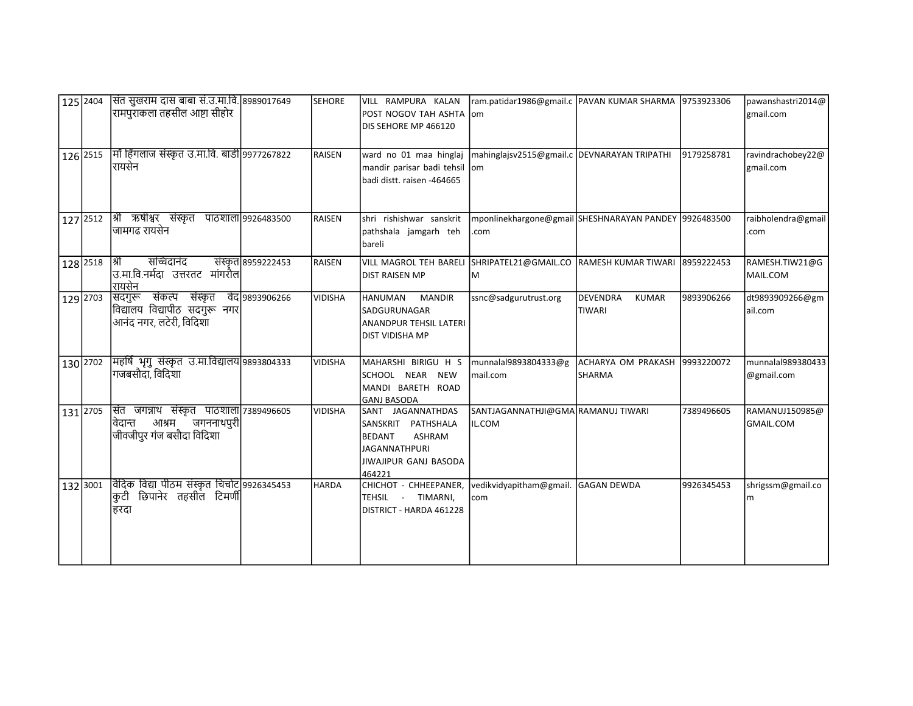| 125 | 2404 | संत सुखराम दास बाबा सं.उ.मा.वि. रामपुराकला तहसील आष्टा सीहोर | 8989017649 | SEHORE | VILL RAMPURA KALAN POST NOGOV TAH ASHTA DIS SEHORE MP 466120 | ram.patidar1986@gmail.com | PAVAN KUMAR SHARMA | 9753923306 | pawanshastri2014@gmail.com |
|---|---|---|---|---|---|---|---|---|---|
| 126 | 2515 | माँ हिंगलाज संस्कृत उ.मा.वि. बाडी रायसेन | 9977267822 | RAISEN | ward no 01 maa hinglaj mandir parisar badi tehsil badi distt. raisen -464665 | mahinglajsv2515@gmail.com | DEVNARAYAN TRIPATHI | 9179258781 | ravindrachobey22@gmail.com |
| 127 | 2512 | श्री ऋषीश्वर संस्कृत पाठशाला जामगढ रायसेन | 9926483500 | RAISEN | shri rishishwar sanskrit pathshala jamgarh teh bareli | mponlinekhargone@gmail.com | SHESHNARAYAN PANDEY | 9926483500 | raibholendra@gmail.com |
| 128 | 2518 | श्री सच्चिदानंद संस्कृत उ.मा.वि.नर्मदा उत्तरतट मांगरोल रायसेन | 8959222453 | RAISEN | VILL MAGROL TEH BARELI DIST RAISEN MP | SHRIPATEL21@GMAIL.COM | RAMESH KUMAR TIWARI | 8959222453 | RAMESH.TIW21@GMAIL.COM |
| 129 | 2703 | सदगुरू संकल्प संस्कृत वेद विद्यालय विद्यापीठ सदगुरू नगर आनंद नगर, लटेरी, विदिशा | 9893906266 | VIDISHA | HANUMAN MANDIR SADGURUNAGAR ANANDPUR TEHSIL LATERI DIST VIDISHA MP | ssnc@sadgurutrust.org | DEVENDRA KUMAR TIWARI | 9893906266 | dt9893909266@gmail.com |
| 130 | 2702 | महर्षि भृगु संस्कृत उ.मा.विद्यालय गजबसौदा, विदिशा | 9893804333 | VIDISHA | MAHARSHI BIRIGU H S SCHOOL NEAR NEW MANDI BARETH ROAD GANJ BASODA | munnalal9893804333@gmail.com | ACHARYA OM PRAKASH SHARMA | 9993220072 | munnalal989380433@gmail.com |
| 131 | 2705 | संत जगन्नाथ संस्कृत पाठशाला वेदान्त आश्रम जगननाथपुरी जीवजीपुर गंज बसौदा विदिशा | 7389496605 | VIDISHA | SANT JAGANNATHDAS SANSKRIT PATHSHALA BEDANT ASHRAM JAGANNATHPURI JIWAJIPUR GANJ BASODA 464221 | SANTJAGANNATHJI@GMAIL.COM | RAMANUJ TIWARI | 7389496605 | RAMANUJ150985@GMAIL.COM |
| 132 | 3001 | वैदिक विद्या पीठम संस्कृत चिचोट कुटी छिपानेर तहसील टिमर्णी हरदा | 9926345453 | HARDA | CHICHOT - CHHEEPANER, TEHSIL - TIMARNI, DISTRICT - HARDA 461228 | vedikvidyapitham@gmail.com | GAGAN DEWDA | 9926345453 | shrigssm@gmail.com |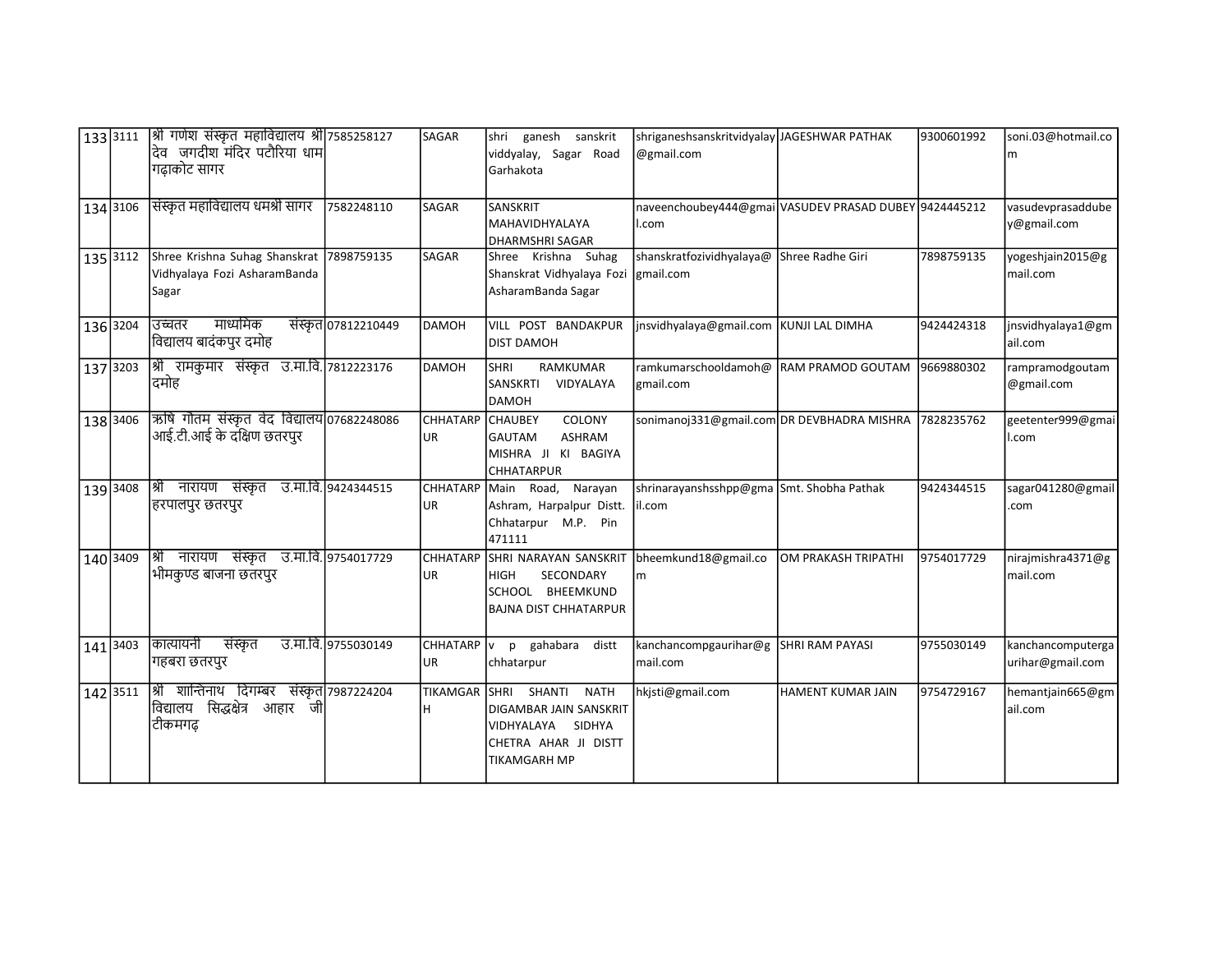| | | | | | | | | | |
|---|---|---|---|---|---|---|---|---|---|
| 133 | 3111 | श्री गणेश संस्कृत महाविद्यालय श्री देव जगदीश मंदिर पटौरिया धाम गढ़ाकोट सागर | 7585258127 | SAGAR | shri ganesh sanskrit viddyalay, Sagar Road Garhakota | shriganeshsanskritvidyalay@gmail.com | JAGESHWAR PATHAK | 9300601992 | soni.03@hotmail.com |
| 134 | 3106 | संस्कृत महाविद्यालय धर्मश्री सागर | 7582248110 | SAGAR | SANSKRIT MAHAVIDHYALAYA DHARMSHRI SAGAR | naveenchoubey444@gmail.com | VASUDEV PRASAD DUBEY | 9424445212 | vasudevprasaddubey@gmail.com |
| 135 | 3112 | Shree Krishna Suhag Shanskrat Vidhyalaya Fozi AsharamBanda Sagar | 7898759135 | SAGAR | Shree Krishna Suhag Shanskrat Vidhyalaya Fozi AsharamBanda Sagar | shanskratfozividhyalaya@gmail.com | Shree Radhe Giri | 7898759135 | yogeshjain2015@gmail.com |
| 136 | 3204 | उच्चतर माध्यमिक संस्कृत विद्यालय बादंकपुर दमोह | 07812210449 | DAMOH | VILL POST BANDAKPUR DIST DAMOH | jnsvidhyalaya@gmail.com | KUNJI LAL DIMHA | 9424424318 | jnsvidhyalaya1@gmail.com |
| 137 | 3203 | श्री रामकुमार संस्कृत उ.मा.वि. दमोह | 7812223176 | DAMOH | SHRI RAMKUMAR SANSKRTI VIDYALAYA DAMOH | ramkumarschooldamoh@gmail.com | RAM PRAMOD GOUTAM | 9669880302 | rampramodgoutam@gmail.com |
| 138 | 3406 | ऋषि गौतम संस्कृत वेद विद्यालय आई.टी.आई के दक्षिण छतरपुर | 07682248086 | CHHATARPUR | CHAUBEY COLONY GAUTAM ASHRAM MISHRA JI KI BAGIYA CHHATARPUR | sonimanoj331@gmail.com | DR DEVBHADRA MISHRA | 7828235762 | geetenter999@gmail.com |
| 139 | 3408 | श्री नारायण संस्कृत उ.मा.वि. हरपालपुर छतरपुर | 9424344515 | CHHATARPUR | Main Road, Narayan Ashram, Harpalpur Distt. Chhatarpur M.P. Pin 471111 | shrinarayanshsshpp@gmail.com | Smt. Shobha Pathak | 9424344515 | sagar041280@gmail.com |
| 140 | 3409 | श्री नारायण संस्कृत उ.मा.वि. भीमकुण्ड बाजना छतरपुर | 9754017729 | CHHATARPUR | SHRI NARAYAN SANSKRIT HIGH SECONDARY SCHOOL BHEEMKUND BAJNA DIST CHHATARPUR | bheemkund18@gmail.com | OM PRAKASH TRIPATHI | 9754017729 | nirajmishra4371@gmail.com |
| 141 | 3403 | कात्यायनी संस्कृत उ.मा.वि. गहबरा छतरपुर | 9755030149 | CHHATARPUR | v p gahabara distt chhatarpur | kanchancompgaurihar@gmail.com | SHRI RAM PAYASI | 9755030149 | kanchancomputergaurihar@gmail.com |
| 142 | 3511 | श्री शान्तिनाथ दिगम्बर संस्कृत विद्यालय सिद्धक्षेत्र आहार जी टीकमगढ़ | 7987224204 | TIKAMGARH | SHRI SHANTI NATH DIGAMBAR JAIN SANSKRIT VIDHYALAYA SIDHYA CHETRA AHAR JI DISTT TIKAMGARH MP | hkjsti@gmail.com | HAMENT KUMAR JAIN | 9754729167 | hemantjain665@gmail.com |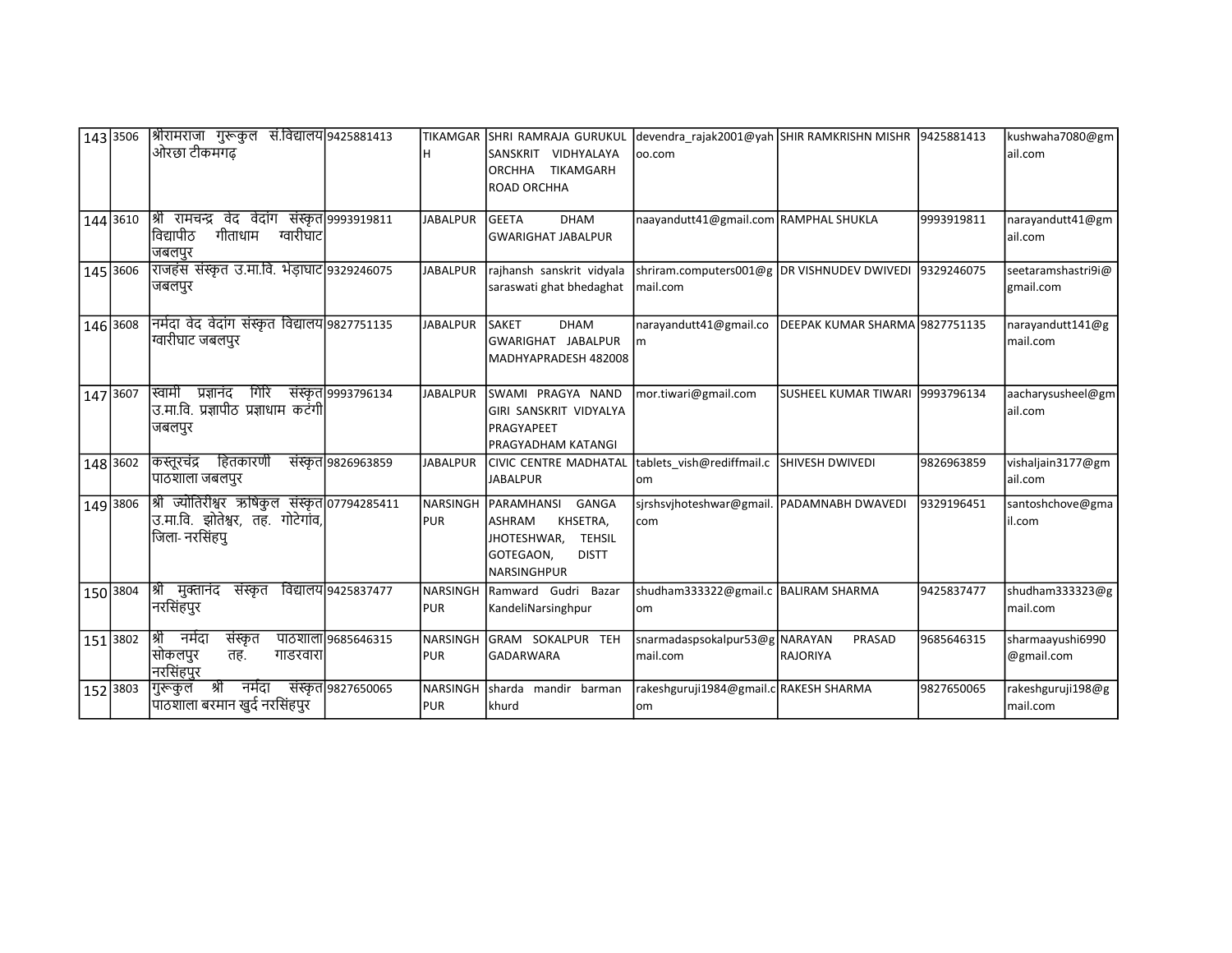| | | | | | | | | | |
|---|---|---|---|---|---|---|---|---|---|
| 143 | 3506 | श्रीरामराजा गुरूकुल सं.विद्यालय ओरछा टीकमगढ़ | 9425881413 | TIKAMGARH | SHRI RAMRAJA GURUKUL SANSKRIT VIDHYALAYA ORCHHA TIKAMGARH ROAD ORCHHA | devendra_rajak2001@yahoo.com | SHIR RAMKRISHN MISHR | 9425881413 | kushwaha7080@gmail.com |
| 144 | 3610 | श्री रामचन्द्र वेद वेदांग संस्कृत विद्यापीठ गीताधाम ग्वारीघाट जबलपुर | 9993919811 | JABALPUR | GEETA DHAM GWARIGHAT JABALPUR | naayandutt41@gmail.com | RAMPHAL SHUKLA | 9993919811 | narayandutt41@gmail.com |
| 145 | 3606 | राजहंस संस्कृत उ.मा.वि. भेड़ाघाट जबलपुर | 9329246075 | JABALPUR | rajhansh sanskrit vidyala saraswati ghat bhedaghat | shriram.computers001@gmail.com | DR VISHNUDEV DWIVEDI | 9329246075 | seetaramshastri9i@gmail.com |
| 146 | 3608 | नर्मदा वेद वेदांग संस्कृत विद्यालय ग्वारीघाट जबलपुर | 9827751135 | JABALPUR | SAKET DHAM GWARIGHAT JABALPUR MADHYAPRADESH 482008 | narayandutt41@gmail.com | DEEPAK KUMAR SHARMA | 9827751135 | narayandutt141@gmail.com |
| 147 | 3607 | स्वामी प्रज्ञानंद गिरि संस्कृत उ.मा.वि. प्रज्ञापीठ प्रज्ञाधाम कटंगी जबलपुर | 9993796134 | JABALPUR | SWAMI PRAGYA NAND GIRI SANSKRIT VIDYALYA PRAGYAPEET PRAGYADHAM KATANGI | mor.tiwari@gmail.com | SUSHEEL KUMAR TIWARI | 9993796134 | aacharysusheel@gmail.com |
| 148 | 3602 | कस्तूरचंद्र हितकारणी संस्कृत पाठशाला जबलपुर | 9826963859 | JABALPUR | CIVIC CENTRE MADHATAL JABALPUR | tablets_vish@rediffmail.com | SHIVESH DWIVEDI | 9826963859 | vishaljain3177@gmail.com |
| 149 | 3806 | श्री ज्योतिरीश्वर ऋषिकुल संस्कृत उ.मा.वि. झोतेश्वर, तह. गोटेगांव, जिला- नरसिंहपु | 07794285411 | NARSINGHPUR | PARAMHANSI GANGA ASHRAM KHSETRA, JHOTESHWAR, TEHSIL GOTEGAON, DISTT NARSINGHPUR | sjrshsvjhoteshwar@gmail.com | PADAMNABH DWAVEDI | 9329196451 | santoshchove@gmail.com |
| 150 | 3804 | श्री मुक्तानंद संस्कृत विद्यालय नरसिंहपुर | 9425837477 | NARSINGHPUR | Ramward Gudri Bazar KandeliNarsinghpur | shudham333322@gmail.com | BALIRAM SHARMA | 9425837477 | shudham333323@gmail.com |
| 151 | 3802 | श्री नर्मदा संस्कृत पाठशाला सोकलपुर तह. गाडरवारा नरसिंहपुर | 9685646315 | NARSINGHPUR | GRAM SOKALPUR TEH GADARWARA | snarmadaspsokalpur53@gmail.com | NARAYAN PRASAD RAJORIYA | 9685646315 | sharmaayushi6990@gmail.com |
| 152 | 3803 | गुरूकुल श्री नर्मदा संस्कृत पाठशाला बरमान खुर्द नरसिंहपुर | 9827650065 | NARSINGHPUR | sharda mandir barman khurd | rakeshguruji1984@gmail.com | RAKESH SHARMA | 9827650065 | rakeshguruji198@gmail.com |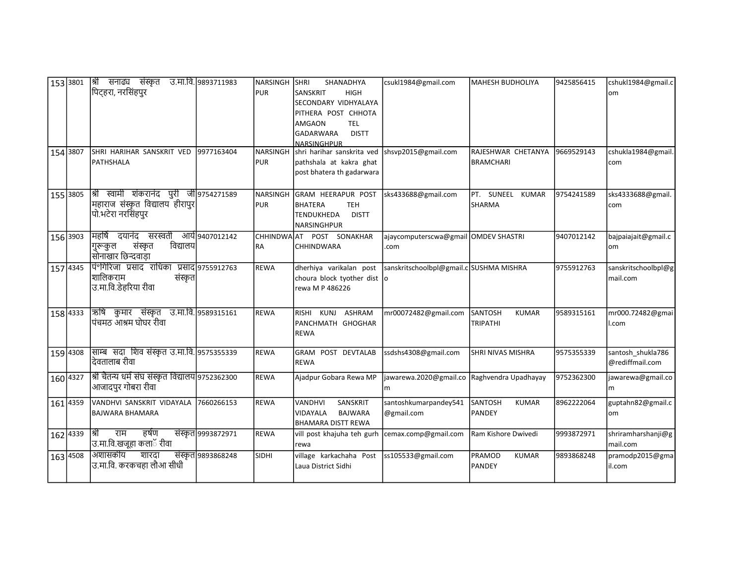| 153 | 3801 | श्री सनाढ्य संस्कृत उ.मा.वि. पिट्हरा, नरसिंहपुर | 9893711983 | NARSINGHPUR | SHRI SHANADHYA SANSKRIT HIGH SECONDARY VIDHYALAYA PITHERA POST CHHOTA AMGAON TEL GADARWARA DISTT NARSINGHPUR | csukl1984@gmail.com | MAHESH BUDHOLIYA | 9425856415 | cshukl1984@gmail.com |
|---|---|---|---|---|---|---|---|---|---|
| 154 | 3807 | SHRI HARIHAR SANSKRIT VED PATHSHALA | 9977163404 | NARSINGHPUR | shri harihar sanskrita ved pathshala at kakra ghat post bhatera th gadarwara | shsvp2015@gmail.com | RAJESHWAR CHETANYA BRAMCHARI | 9669529143 | cshukla1984@gmail.com |
| 155 | 3805 | श्री स्वामी शंकरानंद पुरी जी महाराज संस्कृत विद्यालय हीरापुर पो.भटेरा नरसिंहपुर | 9754271589 | NARSINGHPUR | GRAM HEERAPUR POST BHATERA TEH TENDUKHEDA DISTT NARSINGHPUR | sks433688@gmail.com | PT. SUNEEL KUMAR SHARMA | 9754241589 | sks4333688@gmail.com |
| 156 | 3903 | महर्षि दयानंद सरस्वती आर्य गुरूकुल संस्कृत विद्यालय सोनाखार छिन्दवाड़ा | 9407012142 | CHHINDWARA | AT POST SONAKHAR CHHINDWARA | ajaycomputerscwa@gmail.com | OMDEV SHASTRI | 9407012142 | bajpaiajait@gmail.com |
| 157 | 4345 | पं०गिरिजा प्रसाद राधिका प्रसाद शालिकराम संस्कृत उ.मा.वि.डेहरिया रीवा | 9755912763 | REWA | dherhiya varikalan post choura block tyother dist rewa M P 486226 | sanskritschoolbpl@gmail.co | SUSHMA MISHRA | 9755912763 | sanskritschoolbpl@gmail.com |
| 158 | 4333 | ऋषि कुमार संस्कृत उ.मा.वि. पंचमठ आश्रम घोघर रीवा | 9589315161 | REWA | RISHI KUNJ ASHRAM PANCHMATH GHOGHAR REWA | mr00072482@gmail.com | SANTOSH KUMAR TRIPATHI | 9589315161 | mr000.72482@gmail.com |
| 159 | 4308 | साम्ब सदा शिव संस्कृत उ.मा.वि. देवतालाब रीवा | 9575355339 | REWA | GRAM POST DEVTALAB REWA | ssdshs4308@gmail.com | SHRI NIVAS MISHRA | 9575355339 | santosh_shukla786@rediffmail.com |
| 160 | 4327 | श्री चैतन्य धर्म संघ संस्कृत विद्यालय आजादपुर गोबरा रीवा | 9752362300 | REWA | Ajadpur Gobara Rewa MP | jawarewa.2020@gmail.com | Raghvendra Upadhayay | 9752362300 | jawarewa@gmail.com |
| 161 | 4359 | VANDHVI SANSKRIT VIDAYALA BAJWARA BHAMARA | 7660266153 | REWA | VANDHVI SANSKRIT VIDAYALA BAJWARA BHAMARA DISTT REWA | santoshkumarpandey541@gmail.com | SANTOSH KUMAR PANDEY | 8962222064 | guptahn82@gmail.com |
| 162 | 4339 | श्री राम हर्षण संस्कृत उ.मा.वि.खजूहा कलॉ रीवा | 9993872971 | REWA | vill post khajuha teh gurh rewa | cemax.comp@gmail.com | Ram Kishore Dwivedi | 9993872971 | shriramharshanji@gmail.com |
| 163 | 4508 | अशासकीय शारदा संस्कृत उ.मा.वि. करकचहा लौआ सीधी | 9893868248 | SIDHI | village karkachaha Post Laua District Sidhi | ss105533@gmail.com | PRAMOD KUMAR PANDEY | 9893868248 | pramodp2015@gmail.com |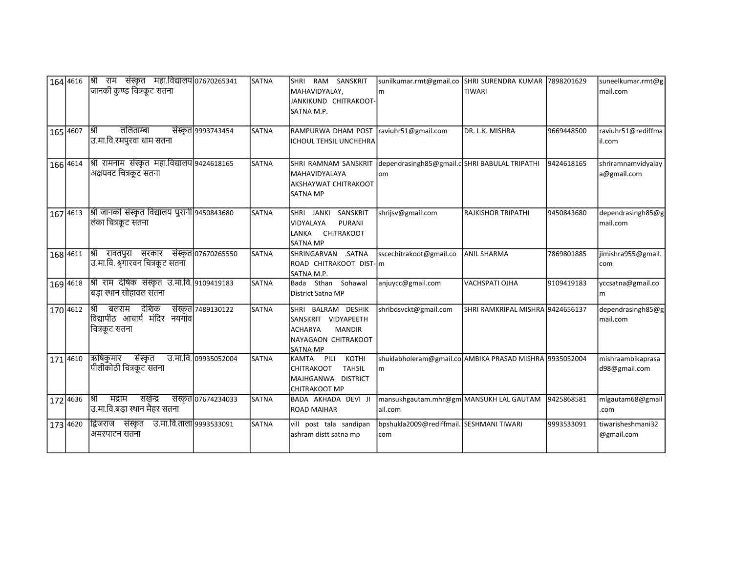| 164 | 4616 | श्री राम संस्कृत महा.विद्यालय जानकी कुण्ड चित्रकूट सतना | 07670265341 | SATNA | SHRI RAM SANSKRIT MAHAVIDYALAY, JANKIKUND CHITRAKOOT-SATNA M.P. | sunilkumar.rmt@gmail.com | SHRI SURENDRA KUMAR TIWARI | 7898201629 | suneelkumar.rmt@gmail.com |
|---|---|---|---|---|---|---|---|---|---|
| 165 | 4607 | श्री ललिताम्बा संस्कृत उ.मा.वि.रमपुरवा धाम सतना | 9993743454 | SATNA | RAMPURWA DHAM POST ICHOUL TEHSIL UNCHEHRA | raviuhr51@gmail.com | DR. L.K. MISHRA | 9669448500 | raviuhr51@rediffmail.com |
| 166 | 4614 | श्री रामनाम संस्कृत महा.विद्यालय अक्षयवट चित्रकूट सतना | 9424618165 | SATNA | SHRI RAMNAM SANSKRIT MAHAVIDYALAYA AKSHAYWAT CHITRAKOOT SATNA MP | dependrasingh85@gmail.com | SHRI BABULAL TRIPATHI | 9424618165 | shriramnamvidyalaya@gmail.com |
| 167 | 4613 | श्री जानकी संस्कृत विद्यालय पुरानी लंका चित्रकूट सतना | 9450843680 | SATNA | SHRI JANKI SANSKRIT VIDYALAYA PURANI LANKA CHITRAKOOT SATNA MP | shrijsv@gmail.com | RAJKISHOR TRIPATHI | 9450843680 | dependrasingh85@gmail.com |
| 168 | 4611 | श्री रावतपुरा सरकार संस्कृत उ.मा.वि. श्रृगारवन चित्रकूट सतना | 07670265550 | SATNA | SHRINGARVAN .SATNA ROAD CHITRAKOOT DIST-SATNA M.P. | sscechitrakoot@gmail.com | ANIL SHARMA | 7869801885 | jimishra955@gmail.com |
| 169 | 4618 | श्री राम दौषिक संस्कृत उ.मा.वि. बड़ा स्थान सोहावल सतना | 9109419183 | SATNA | Bada Sthan Sohawal District Satna MP | anjuycc@gmail.com | VACHSPATI OJHA | 9109419183 | yccsatna@gmail.com |
| 170 | 4612 | श्री बलराम देशिक संस्कृत विद्यापीठ आचार्य मंदिर नयगांव चित्रकूट सतना | 7489130122 | SATNA | SHRI BALRAM DESHIK SANSKRIT VIDYAPEETH ACHARYA MANDIR NAYAGAON CHITRAKOOT SATNA MP | shribdsvckt@gmail.com | SHRI RAMKRIPAL MISHRA | 9424656137 | dependrasingh85@gmail.com |
| 171 | 4610 | ऋषिकुमार संस्कृत उ.मा.वि. पीलीकोठी चित्रकूट सतना | 09935052004 | SATNA | KAMTA PILI KOTHI CHITRAKOOT TAHSIL MAJHGANWA DISTRICT CHITRAKOOT MP | shuklabholeram@gmail.com | AMBIKA PRASAD MISHRA | 9935052004 | mishraambikaprasad98@gmail.com |
| 172 | 4636 | श्री मद्राम सखेन्द्र संस्कृत उ.मा.वि.बड़ा स्थान मैहर सतना | 07674234033 | SATNA | BADA AKHADA DEVI JI ROAD MAIHAR | mansukhgautam.mhr@gmail.com | MANSUKH LAL GAUTAM | 9425868581 | mlgautam68@gmail.com |
| 173 | 4620 | द्विजराज संस्कृत उ.मा.वि.ताला अमरपाटन सतना | 9993533091 | SATNA | vill post tala sandipan ashram distt satna mp | bpshukla2009@rediffmail.com | SESHMANI TIWARI | 9993533091 | tiwarisheshmani32@gmail.com |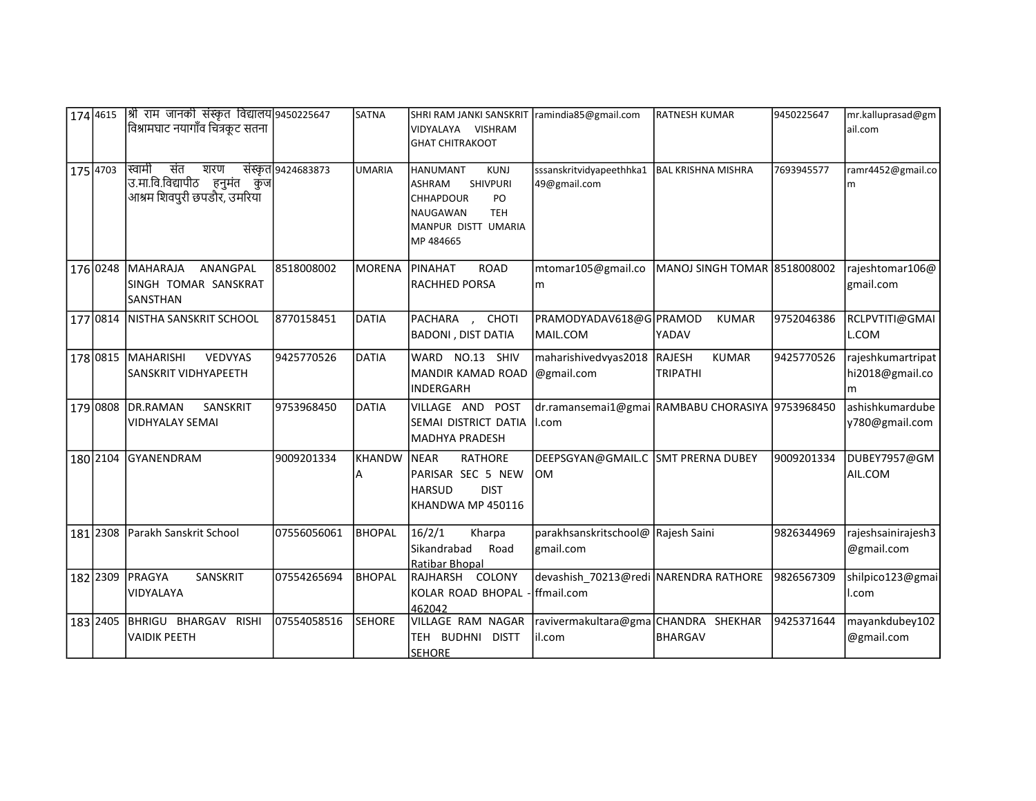| | | | | | | | | | |
|---|---|---|---|---|---|---|---|---|---|
| 174 | 4615 | श्री राम जानकी संस्कृत विद्यालय विश्रामघाट नयागाँव चित्रकूट सतना | 9450225647 | SATNA | SHRI RAM JANKI SANSKRIT VIDYALAYA VISHRAM GHAT CHITRAKOOT | ramindia85@gmail.com | RATNESH KUMAR | 9450225647 | mr.kalluprasad@gmail.com |
| 175 | 4703 | स्वामी संत शरण संस्कृत उ.मा.वि.विद्यापीठ हनुमंत कुंज आश्रम शिवपुरी छपडौर, उमरिया | 9424683873 | UMARIA | HANUMANT KUNJ ASHRAM SHIVPURI CHHAPDOUR PO NAUGAWAN TEH MANPUR DISTT UMARIA MP 484665 | sssanskritvidyapeethhka149@gmail.com | BAL KRISHNA MISHRA | 7693945577 | ramr4452@gmail.com |
| 176 | 0248 | MAHARAJA ANANGPAL SINGH TOMAR SANSKRAT SANSTHAN | 8518008002 | MORENA | PINAHAT ROAD RACHHED PORSA | mtomar105@gmail.com | MANOJ SINGH TOMAR | 8518008002 | rajeshtomar106@gmail.com |
| 177 | 0814 | NISTHA SANSKRIT SCHOOL | 8770158451 | DATIA | PACHARA , CHOTI BADONI , DIST DATIA | PRAMODYADAV618@GMAIL.COM | PRAMOD KUMAR YADAV | 9752046386 | RCLPVTITI@GMAIL.COM |
| 178 | 0815 | MAHARISHI VEDVYAS SANSKRIT VIDHYAPEETH | 9425770526 | DATIA | WARD NO.13 SHIV MANDIR KAMAD ROAD INDERGARH | maharishivedvyas2018@gmail.com | RAJESH KUMAR TRIPATHI | 9425770526 | rajeshkumartripathi2018@gmail.com |
| 179 | 0808 | DR.RAMAN SANSKRIT VIDHYALAY SEMAI | 9753968450 | DATIA | VILLAGE AND POST SEMAI DISTRICT DATIA MADHYA PRADESH | dr.ramansemai1@gmail.com | RAMBABU CHORASIYA | 9753968450 | ashishkumardubey780@gmail.com |
| 180 | 2104 | GYANENDRAM | 9009201334 | KHANDWA | NEAR RATHORE PARISAR SEC 5 NEW HARSUD DIST KHANDWA MP 450116 | DEEPSGYAN@GMAIL.COM | SMT PRERNA DUBEY | 9009201334 | DUBEY7957@GMAIL.COM |
| 181 | 2308 | Parakh Sanskrit School | 07556056061 | BHOPAL | 16/2/1 Kharpa Sikandrabad Road Ratibar Bhopal | parakhsanskritschool@gmail.com | Rajesh Saini | 9826344969 | rajeshsainirajesh3@gmail.com |
| 182 | 2309 | PRAGYA SANSKRIT VIDYALAYA | 07554265694 | BHOPAL | RAJHARSH COLONY KOLAR ROAD BHOPAL - 462042 | devashish_70213@rediffmail.com | NARENDRA RATHORE | 9826567309 | shilpico123@gmail.com |
| 183 | 2405 | BHRIGU BHARGAV RISHI VAIDIK PEETH | 07554058516 | SEHORE | VILLAGE RAM NAGAR TEH BUDHNI DISTT SEHORE | ravivermakultara@gmail.com | CHANDRA SHEKHAR BHARGAV | 9425371644 | mayankdubey102@gmail.com |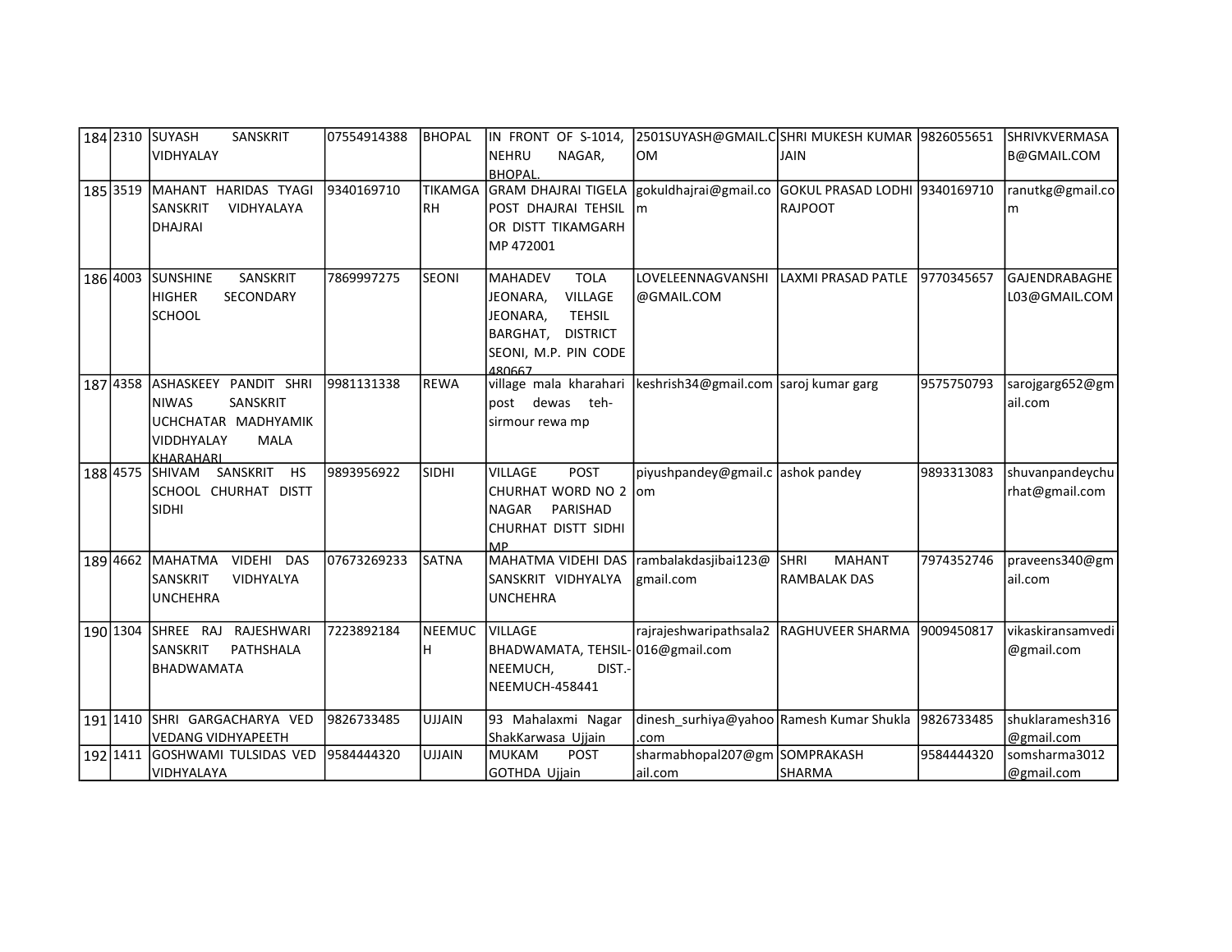| | | | | | | | | | |
|---|---|---|---|---|---|---|---|---|---|
| 184 | 2310 | SUYASH SANSKRIT VIDHYALAY | 07554914388 | BHOPAL | IN FRONT OF S-1014, NEHRU NAGAR, BHOPAL. | 2501SUYASH@GMAIL.COM | SHRI MUKESH KUMAR JAIN | 9826055651 | SHRIVKVERMASAB@GMAIL.COM |
| 185 | 3519 | MAHANT HARIDAS TYAGI SANSKRIT VIDHYALAYA DHAJRAI | 9340169710 | TIKAMGARH | GRAM DHAJRAI TIGELA POST DHAJRAI TEHSIL OR DISTT TIKAMGARH MP 472001 | gokuldhajrai@gmail.com | GOKUL PRASAD LODHI RAJPOOT | 9340169710 | ranutkg@gmail.com |
| 186 | 4003 | SUNSHINE SANSKRIT HIGHER SECONDARY SCHOOL | 7869997275 | SEONI | MAHADEV TOLA JEONARA, VILLAGE JEONARA, TEHSIL BARGHAT, DISTRICT SEONI, M.P. PIN CODE 480667 | LOVELEENNAGVANSHI@GMAIL.COM | LAXMI PRASAD PATLE | 9770345657 | GAJENDRABAGHEL03@GMAIL.COM |
| 187 | 4358 | ASHASKEEY PANDIT SHRI NIWAS SANSKRIT UCHCHATAR MADHYAMIK VIDDHYALAY MALA KHARAHARI | 9981131338 | REWA | village mala kharahari post dewas teh-sirmour rewa mp | keshrish34@gmail.com | saroj kumar garg | 9575750793 | sarojgarg652@gmail.com |
| 188 | 4575 | SHIVAM SANSKRIT HS SCHOOL CHURHAT DISTT SIDHI | 9893956922 | SIDHI | VILLAGE POST CHURHAT WORD NO 2 NAGAR PARISHAD CHURHAT DISTT SIDHI MP | piyushpandey@gmail.com | ashok pandey | 9893313083 | shuvanpandeychurhat@gmail.com |
| 189 | 4662 | MAHATMA VIDEHI DAS SANSKRIT VIDHYALYA UNCHEHRA | 07673269233 | SATNA | MAHATMA VIDEHI DAS SANSKRIT VIDHYALYA UNCHEHRA | rambalakdasjibai123@gmail.com | SHRI MAHANT RAMBALAK DAS | 7974352746 | praveens340@gmail.com |
| 190 | 1304 | SHREE RAJ RAJESHWARI SANSKRIT PATHSHALA BHADWAMATA | 7223892184 | NEEMUCH | VILLAGE BHADWAMATA, TEHSIL-NEEMUCH, DIST.-NEEMUCH-458441 | rajrajeshwaripathsala2016@gmail.com | RAGHUVEER SHARMA | 9009450817 | vikaskiransamvedi@gmail.com |
| 191 | 1410 | SHRI GARGACHARYA VED VEDANG VIDHYAPEETH | 9826733485 | UJJAIN | 93 Mahalaxmi Nagar ShakKarwasa Ujjain | dinesh_surhiya@yahoo.com | Ramesh Kumar Shukla | 9826733485 | shuklaramesh316@gmail.com |
| 192 | 1411 | GOSHWAMI TULSIDAS VED VIDHYALAYA | 9584444320 | UJJAIN | MUKAM POST GOTHDA Ujjain | sharmabhopal207@gmail.com | SOMPRAKASH SHARMA | 9584444320 | somsharma3012@gmail.com |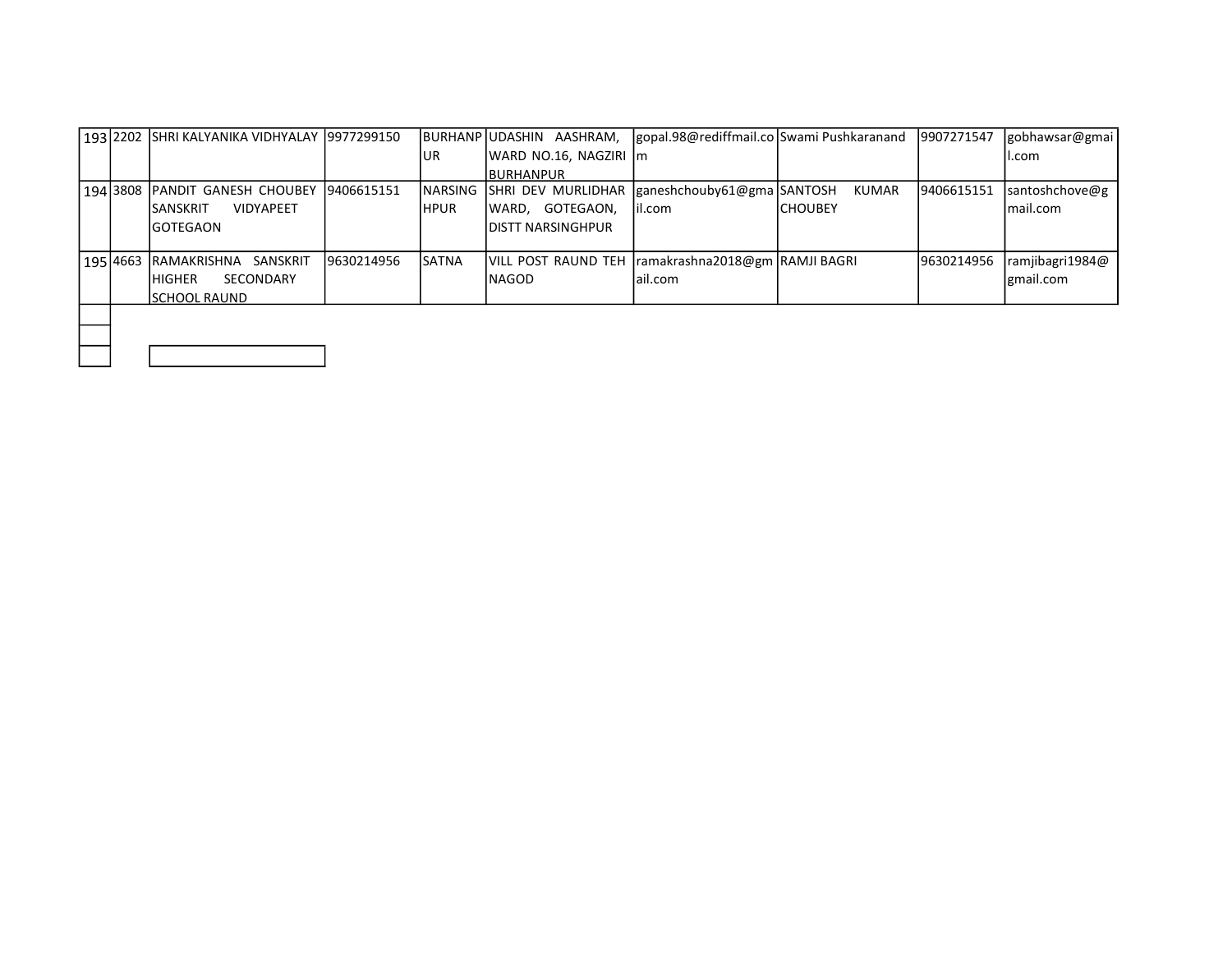| | | | | | | | | | |
|---|---|---|---|---|---|---|---|---|---|
| 193 | 2202 | SHRI KALYANIKA VIDHYALAY | 9977299150 | BURHANPUR | UDASHIN AASHRAM, WARD NO.16, NAGZIRI BURHANPUR | gopal.98@rediffmail.com | Swami Pushkaranand | 9907271547 | gobhawsar@gmail.com |
| 194 | 3808 | PANDIT GANESH CHOUBEY SANSKRIT VIDYAPEET GOTEGAON | 9406615151 | NARSINGHPUR | SHRI DEV MURLIDHAR WARD, GOTEGAON, DISTT NARSINGHPUR | ganeshchouby61@gmail.com | SANTOSH KUMAR CHOUBEY | 9406615151 | santoshchove@gmail.com |
| 195 | 4663 | RAMAKRISHNA SANSKRIT HIGHER SECONDARY SCHOOL RAUND | 9630214956 | SATNA | VILL POST RAUND TEH NAGOD | ramakrashna2018@gmail.com | RAMJI BAGRI | 9630214956 | ramjibagri1984@gmail.com |